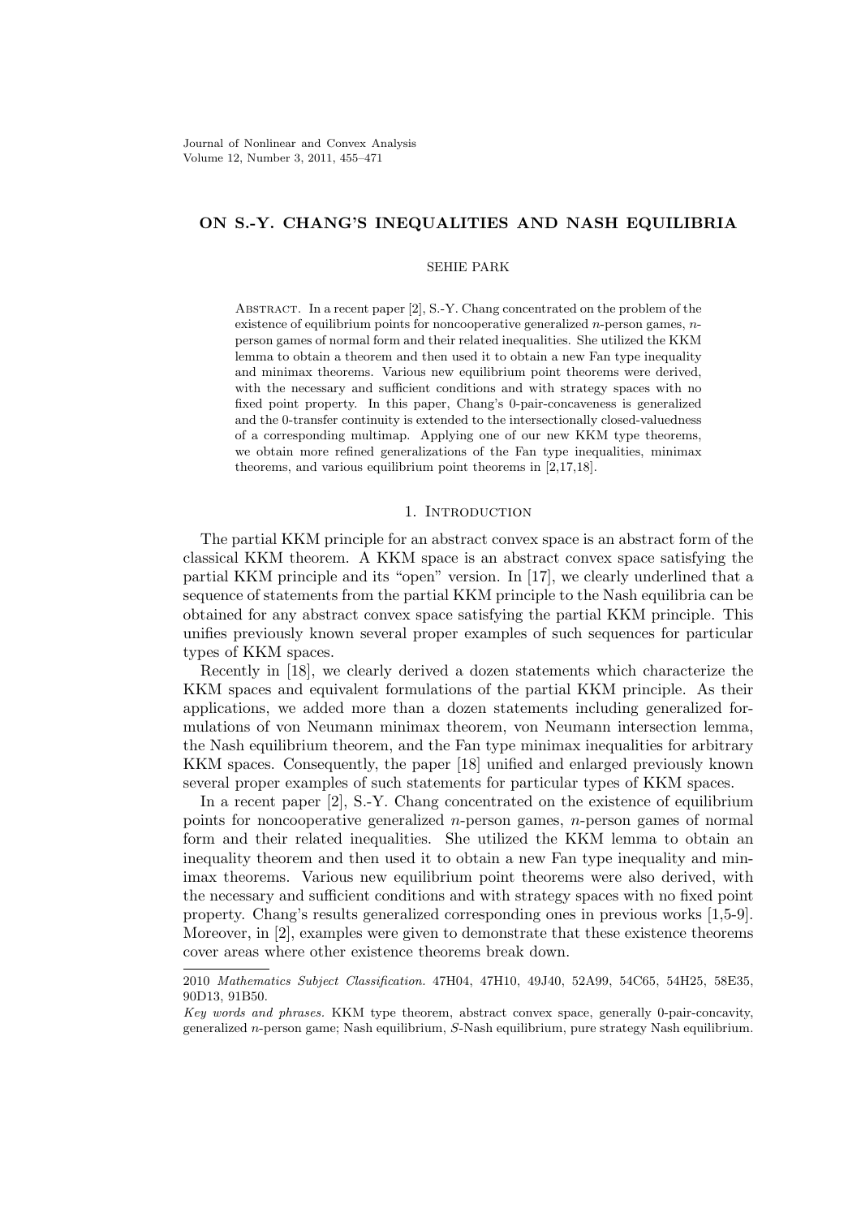# ON S.-Y. CHANG'S INEQUALITIES AND NASH EQUILIBRIA

SEHIE PARK

Abstract. In a recent paper [2], S.-Y. Chang concentrated on the problem of the existence of equilibrium points for noncooperative generalized $n$-person games, $n$-person games of normal form and their related inequalities. She utilized the KKM lemma to obtain a theorem and then used it to obtain a new Fan type inequality and minimax theorems. Various new equilibrium point theorems were derived, with the necessary and sufficient conditions and with strategy spaces with no fixed point property. In this paper, Chang's 0-pair-concaveness is generalized and the 0-transfer continuity is extended to the intersectionally closed-valuedness of a corresponding multimap. Applying one of our new KKM type theorems, we obtain more refined generalizations of the Fan type inequalities, minimax theorems, and various equilibrium point theorems in [2,17,18].

## 1. Introduction

The partial KKM principle for an abstract convex space is an abstract form of the classical KKM theorem. A KKM space is an abstract convex space satisfying the partial KKM principle and its "open" version. In [17], we clearly underlined that a sequence of statements from the partial KKM principle to the Nash equilibria can be obtained for any abstract convex space satisfying the partial KKM principle. This unifies previously known several proper examples of such sequences for particular types of KKM spaces.

Recently in [18], we clearly derived a dozen statements which characterize the KKM spaces and equivalent formulations of the partial KKM principle. As their applications, we added more than a dozen statements including generalized formulations of von Neumann minimax theorem, von Neumann intersection lemma, the Nash equilibrium theorem, and the Fan type minimax inequalities for arbitrary KKM spaces. Consequently, the paper [18] unified and enlarged previously known several proper examples of such statements for particular types of KKM spaces.

In a recent paper [2], S.-Y. Chang concentrated on the existence of equilibrium points for noncooperative generalized $n$-person games, $n$-person games of normal form and their related inequalities. She utilized the KKM lemma to obtain an inequality theorem and then used it to obtain a new Fan type inequality and minimax theorems. Various new equilibrium point theorems were also derived, with the necessary and sufficient conditions and with strategy spaces with no fixed point property. Chang's results generalized corresponding ones in previous works [1,5-9]. Moreover, in [2], examples were given to demonstrate that these existence theorems cover areas where other existence theorems break down.

---

2010 *Mathematics Subject Classification.* 47H04, 47H10, 49J40, 52A99, 54C65, 54H25, 58E35, 90D13, 91B50.

*Key words and phrases.* KKM type theorem, abstract convex space, generally 0-pair-concavity, generalized $n$-person game; Nash equilibrium, $S$-Nash equilibrium, pure strategy Nash equilibrium.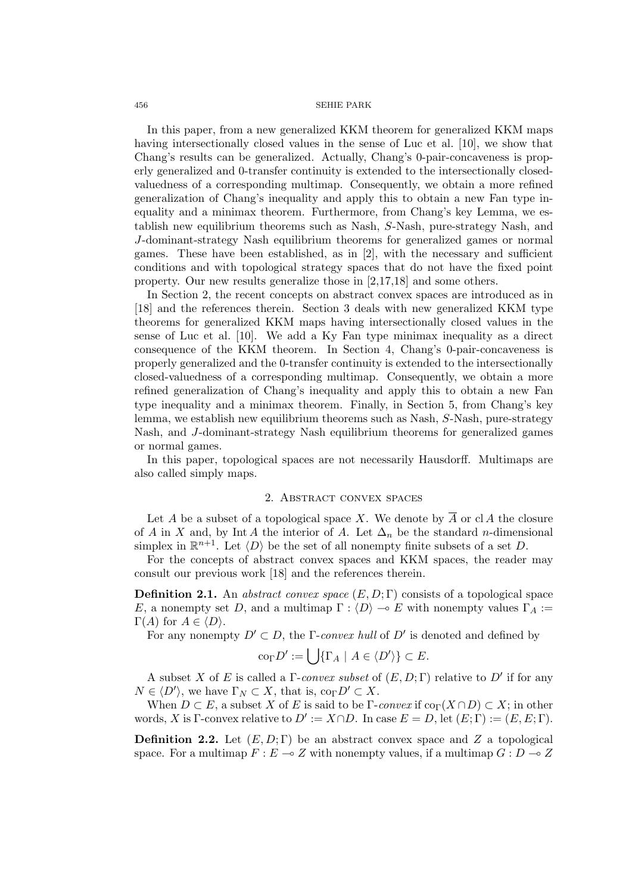In this paper, from a new generalized KKM theorem for generalized KKM maps having intersectionally closed values in the sense of Luc et al. [10], we show that Chang's results can be generalized. Actually, Chang's 0-pair-concaveness is properly generalized and 0-transfer continuity is extended to the intersectionally closed-valuedness of a corresponding multimap. Consequently, we obtain a more refined generalization of Chang's inequality and apply this to obtain a new Fan type inequality and a minimax theorem. Furthermore, from Chang's key Lemma, we establish new equilibrium theorems such as Nash, $S$-Nash, pure-strategy Nash, and $J$-dominant-strategy Nash equilibrium theorems for generalized games or normal games. These have been established, as in [2], with the necessary and sufficient conditions and with topological strategy spaces that do not have the fixed point property. Our new results generalize those in [2,17,18] and some others.

In Section 2, the recent concepts on abstract convex spaces are introduced as in [18] and the references therein. Section 3 deals with new generalized KKM type theorems for generalized KKM maps having intersectionally closed values in the sense of Luc et al. [10]. We add a Ky Fan type minimax inequality as a direct consequence of the KKM theorem. In Section 4, Chang's 0-pair-concaveness is properly generalized and the 0-transfer continuity is extended to the intersectionally closed-valuedness of a corresponding multimap. Consequently, we obtain a more refined generalization of Chang's inequality and apply this to obtain a new Fan type inequality and a minimax theorem. Finally, in Section 5, from Chang's key lemma, we establish new equilibrium theorems such as Nash, $S$-Nash, pure-strategy Nash, and $J$-dominant-strategy Nash equilibrium theorems for generalized games or normal games.

In this paper, topological spaces are not necessarily Hausdorff. Multimaps are also called simply maps.

## 2. Abstract convex spaces

Let $A$ be a subset of a topological space $X$. We denote by $\overline{A}$ or $\operatorname{cl} A$ the closure of $A$ in $X$ and, by $\operatorname{Int} A$ the interior of $A$. Let $\Delta_n$ be the standard $n$-dimensional simplex in $\mathbb{R}^{n+1}$. Let $\langle D \rangle$ be the set of all nonempty finite subsets of a set $D$.

For the concepts of abstract convex spaces and KKM spaces, the reader may consult our previous work [18] and the references therein.

**Definition 2.1.** An *abstract convex space* $(E, D; \Gamma)$ consists of a topological space $E$, a nonempty set $D$, and a multimap $\Gamma : \langle D \rangle \multimap E$ with nonempty values $\Gamma_A := \Gamma(A)$ for $A \in \langle D \rangle$.

For any nonempty $D' \subset D$, the $\Gamma$-*convex hull* of $D'$ is denoted and defined by

$$\operatorname{co}_\Gamma D' := \bigcup \{\Gamma_A \mid A \in \langle D' \rangle\} \subset E.$$

A subset $X$ of $E$ is called a $\Gamma$-*convex subset* of $(E, D; \Gamma)$ relative to $D'$ if for any $N \in \langle D' \rangle$, we have $\Gamma_N \subset X$, that is, $\operatorname{co}_\Gamma D' \subset X$.

When $D \subset E$, a subset $X$ of $E$ is said to be $\Gamma$-*convex* if $\operatorname{co}_\Gamma(X \cap D) \subset X$; in other words, $X$ is $\Gamma$-convex relative to $D' := X \cap D$. In case $E = D$, let $(E; \Gamma) := (E, E; \Gamma)$.

**Definition 2.2.** Let $(E, D; \Gamma)$ be an abstract convex space and $Z$ a topological space. For a multimap $F : E \multimap Z$ with nonempty values, if a multimap $G : D \multimap Z$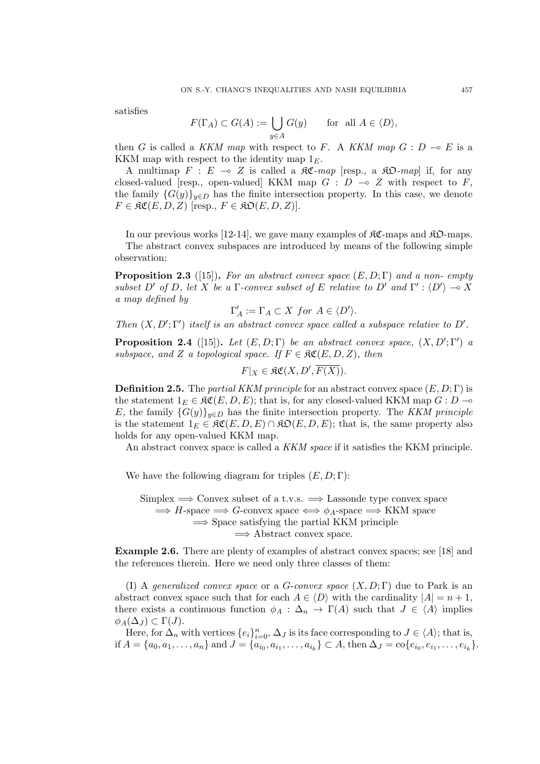satisfies

$$F(\Gamma_A) \subset G(A) := \bigcup_{y \in A} G(y) \qquad \text{for all } A \in \langle D \rangle,$$

then $G$ is called a *KKM map* with respect to $F$. A *KKM map* $G : D \multimap E$ is a KKM map with respect to the identity map $1_E$.

A multimap $F : E \multimap Z$ is called a $\mathfrak{KC}$-*map* [resp., a $\mathfrak{KO}$-*map*] if, for any closed-valued [resp., open-valued] KKM map $G : D \multimap Z$ with respect to $F$, the family $\{G(y)\}_{y \in D}$ has the finite intersection property. In this case, we denote $F \in \mathfrak{KC}(E, D, Z)$ [resp., $F \in \mathfrak{KO}(E, D, Z)$].

In our previous works [12-14], we gave many examples of $\mathfrak{KC}$-maps and $\mathfrak{KO}$-maps.

The abstract convex subspaces are introduced by means of the following simple observation:

**Proposition 2.3** ([15]). *For an abstract convex space $(E, D; \Gamma)$ and a non- empty subset $D'$ of $D$, let $X$ be a $\Gamma$-convex subset of $E$ relative to $D'$ and $\Gamma' : \langle D' \rangle \multimap X$ a map defined by*

$$\Gamma'_A := \Gamma_A \subset X \ \ for \ \ A \in \langle D' \rangle.$$

*Then $(X, D'; \Gamma')$ itself is an abstract convex space called a subspace relative to $D'$.*

**Proposition 2.4** ([15]). *Let $(E, D; \Gamma)$ be an abstract convex space, $(X, D'; \Gamma')$ a subspace, and $Z$ a topological space. If $F \in \mathfrak{KC}(E, D, Z)$, then*

$$F|_X \in \mathfrak{KC}(X, D', \overline{F(X)}).$$

**Definition 2.5.** The *partial KKM principle* for an abstract convex space $(E, D; \Gamma)$ is the statement $1_E \in \mathfrak{KC}(E, D, E)$; that is, for any closed-valued KKM map $G : D \multimap E$, the family $\{G(y)\}_{y \in D}$ has the finite intersection property. The *KKM principle* is the statement $1_E \in \mathfrak{KC}(E, D, E) \cap \mathfrak{KO}(E, D, E)$; that is, the same property also holds for any open-valued KKM map.

An abstract convex space is called a *KKM space* if it satisfies the KKM principle.

We have the following diagram for triples $(E, D; \Gamma)$:

Simplex $\Longrightarrow$ Convex subset of a t.v.s. $\Longrightarrow$ Lassonde type convex space
$\Longrightarrow$ $H$-space $\Longrightarrow$ $G$-convex space $\Longleftrightarrow$ $\phi_A$-space $\Longrightarrow$ KKM space
$\Longrightarrow$ Space satisfying the partial KKM principle
$\Longrightarrow$ Abstract convex space.

**Example 2.6.** There are plenty of examples of abstract convex spaces; see [18] and the references therein. Here we need only three classes of them:

(I) A *generalized convex space* or a *G-convex space* $(X, D; \Gamma)$ due to Park is an abstract convex space such that for each $A \in \langle D \rangle$ with the cardinality $|A| = n + 1$, there exists a continuous function $\phi_A : \Delta_n \to \Gamma(A)$ such that $J \in \langle A \rangle$ implies $\phi_A(\Delta_J) \subset \Gamma(J)$.

Here, for $\Delta_n$ with vertices $\{e_i\}_{i=0}^n$, $\Delta_J$ is its face corresponding to $J \in \langle A \rangle$; that is, if $A = \{a_0, a_1, \ldots, a_n\}$ and $J = \{a_{i_0}, a_{i_1}, \ldots, a_{i_k}\} \subset A$, then $\Delta_J = \mathrm{co}\{e_{i_0}, e_{i_1}, \ldots, e_{i_k}\}$.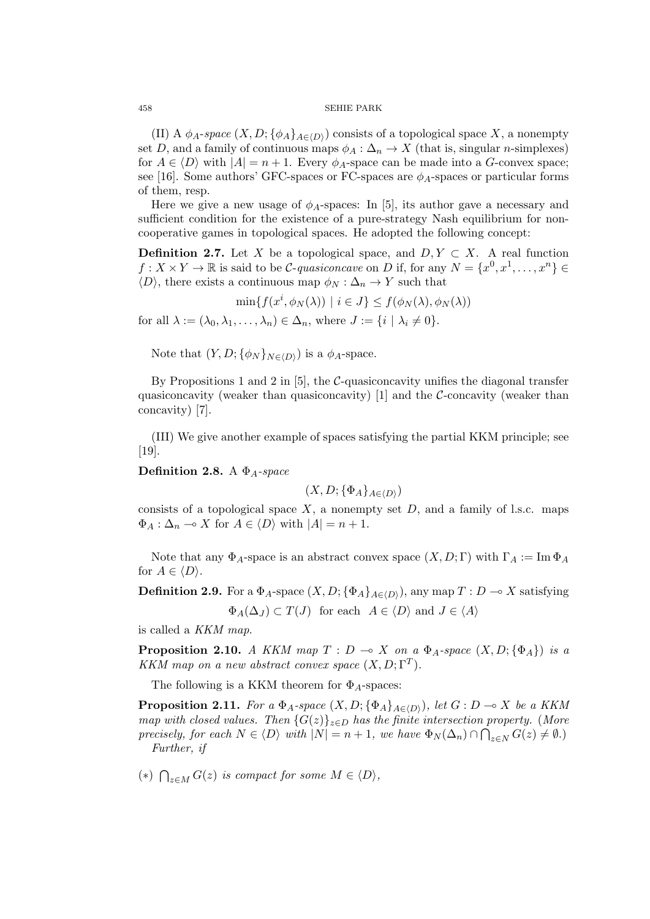(II) A $\phi_A$-*space* $(X, D; \{\phi_A\}_{A\in\langle D\rangle})$ consists of a topological space $X$, a nonempty set $D$, and a family of continuous maps $\phi_A : \Delta_n \to X$ (that is, singular $n$-simplexes) for $A \in \langle D\rangle$ with $|A| = n+1$. Every $\phi_A$-space can be made into a $G$-convex space; see [16]. Some authors' GFC-spaces or FC-spaces are $\phi_A$-spaces or particular forms of them, resp.

Here we give a new usage of $\phi_A$-spaces: In [5], its author gave a necessary and sufficient condition for the existence of a pure-strategy Nash equilibrium for non-cooperative games in topological spaces. He adopted the following concept:

**Definition 2.7.** Let $X$ be a topological space, and $D, Y \subset X$. A real function $f : X \times Y \to \mathbb{R}$ is said to be $\mathcal{C}$-*quasiconcave* on $D$ if, for any $N = \{x^0, x^1, \ldots, x^n\} \in \langle D\rangle$, there exists a continuous map $\phi_N : \Delta_n \to Y$ such that

$$\min\{f(x^i, \phi_N(\lambda)) \mid i \in J\} \leq f(\phi_N(\lambda), \phi_N(\lambda))$$

for all $\lambda := (\lambda_0, \lambda_1, \ldots, \lambda_n) \in \Delta_n$, where $J := \{i \mid \lambda_i \neq 0\}$.

Note that $(Y, D; \{\phi_N\}_{N\in\langle D\rangle})$ is a $\phi_A$-space.

By Propositions 1 and 2 in [5], the $\mathcal{C}$-quasiconcavity unifies the diagonal transfer quasiconcavity (weaker than quasiconcavity) [1] and the $\mathcal{C}$-concavity (weaker than concavity) [7].

(III) We give another example of spaces satisfying the partial KKM principle; see [19].

**Definition 2.8.** A $\Phi_A$-*space*

$$(X, D; \{\Phi_A\}_{A\in\langle D\rangle})$$

consists of a topological space $X$, a nonempty set $D$, and a family of l.s.c. maps $\Phi_A : \Delta_n \multimap X$ for $A \in \langle D\rangle$ with $|A| = n+1$.

Note that any $\Phi_A$-space is an abstract convex space $(X, D; \Gamma)$ with $\Gamma_A := \operatorname{Im} \Phi_A$ for $A \in \langle D\rangle$.

**Definition 2.9.** For a $\Phi_A$-space $(X, D; \{\Phi_A\}_{A\in\langle D\rangle})$, any map $T : D \multimap X$ satisfying

$$\Phi_A(\Delta_J) \subset T(J) \quad \text{for each} \quad A \in \langle D\rangle \text{ and } J \in \langle A\rangle$$

is called a *KKM map*.

**Proposition 2.10.** *A KKM map $T : D \multimap X$ on a $\Phi_A$-space $(X, D; \{\Phi_A\})$ is a KKM map on a new abstract convex space $(X, D; \Gamma^T)$.*

The following is a KKM theorem for $\Phi_A$-spaces:

**Proposition 2.11.** *For a $\Phi_A$-space $(X, D; \{\Phi_A\}_{A\in\langle D\rangle})$, let $G : D \multimap X$ be a KKM map with closed values. Then $\{G(z)\}_{z\in D}$ has the finite intersection property.* (*More precisely, for each $N \in \langle D\rangle$ with $|N| = n+1$, we have $\Phi_N(\Delta_n) \cap \bigcap_{z\in N} G(z) \neq \emptyset$.*)

*Further, if*

($*$) *$\bigcap_{z\in M} G(z)$ is compact for some $M \in \langle D\rangle$,*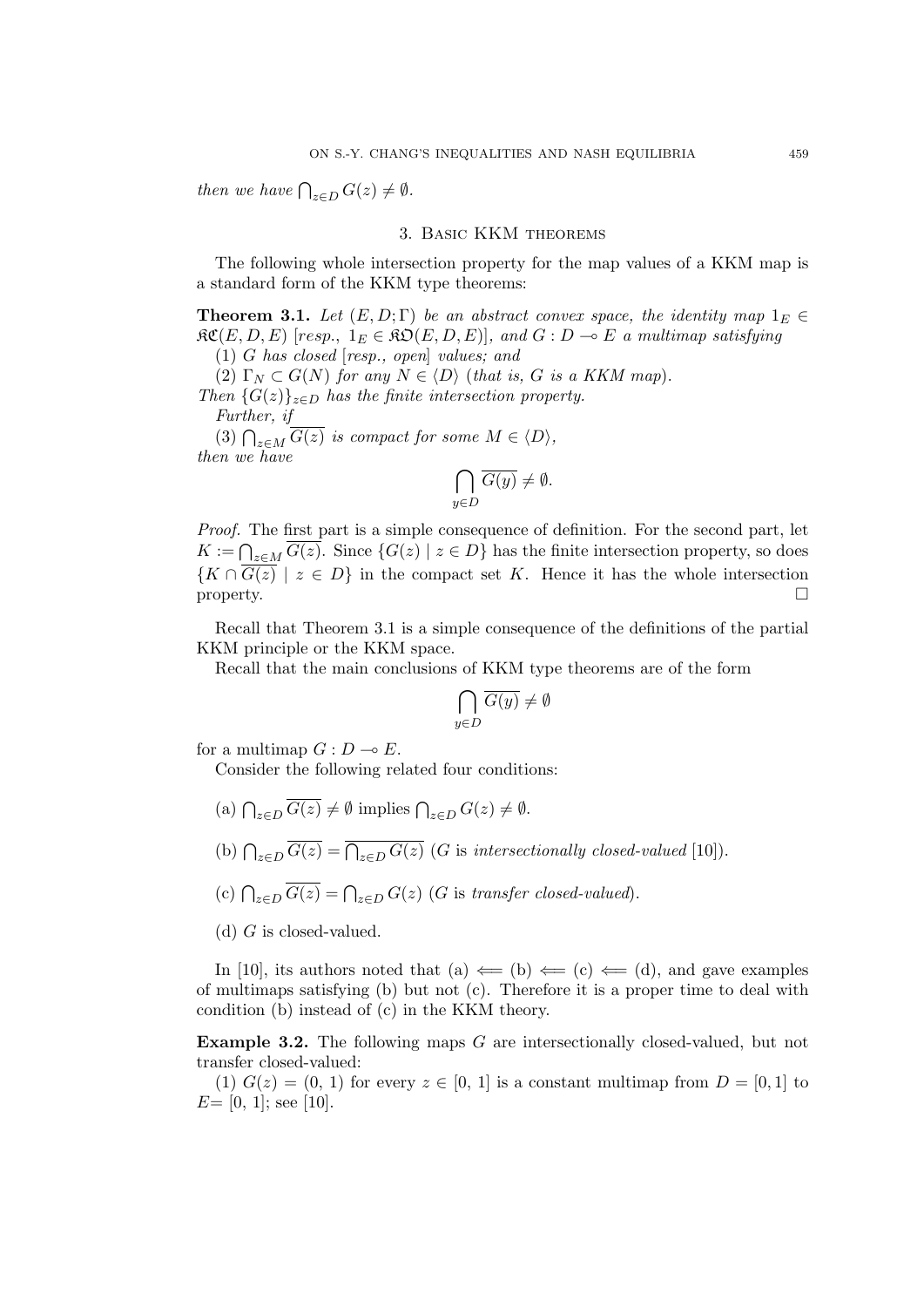then we have $\bigcap_{z\in D} G(z) \neq \emptyset$.

## 3. Basic KKM theorems

The following whole intersection property for the map values of a KKM map is a standard form of the KKM type theorems:

**Theorem 3.1.** *Let $(E, D; \Gamma)$ be an abstract convex space, the identity map $1_E \in \mathfrak{KC}(E, D, E)$ [resp., $1_E \in \mathfrak{KO}(E, D, E)$], and $G : D \multimap E$ a multimap satisfying*

*(1) $G$ has closed [resp., open] values; and*

*(2) $\Gamma_N \subset G(N)$ for any $N \in \langle D \rangle$ (that is, $G$ is a KKM map).*

*Then $\{G(z)\}_{z\in D}$ has the finite intersection property.*

*Further, if*

*(3) $\bigcap_{z\in M} \overline{G(z)}$ is compact for some $M \in \langle D \rangle$,*

*then we have*

$$\bigcap_{y\in D} \overline{G(y)} \neq \emptyset.$$

*Proof.* The first part is a simple consequence of definition. For the second part, let $K := \bigcap_{z\in M} \overline{G(z)}$. Since $\{G(z) \mid z \in D\}$ has the finite intersection property, so does $\{K \cap \overline{G(z)} \mid z \in D\}$ in the compact set $K$. Hence it has the whole intersection property. □

Recall that Theorem 3.1 is a simple consequence of the definitions of the partial KKM principle or the KKM space.

Recall that the main conclusions of KKM type theorems are of the form

$$\bigcap_{y\in D} \overline{G(y)} \neq \emptyset$$

for a multimap $G : D \multimap E$.

Consider the following related four conditions:

(a) $\bigcap_{z\in D} \overline{G(z)} \neq \emptyset$ implies $\bigcap_{z\in D} G(z) \neq \emptyset$.

(b) $\bigcap_{z\in D} \overline{G(z)} = \overline{\bigcap_{z\in D} G(z)}$ ($G$ is *intersectionally closed-valued* [10]).

(c) $\bigcap_{z\in D} \overline{G(z)} = \bigcap_{z\in D} G(z)$ ($G$ is *transfer closed-valued*).

(d) $G$ is closed-valued.

In [10], its authors noted that (a) $\Longleftarrow$ (b) $\Longleftarrow$ (c) $\Longleftarrow$ (d), and gave examples of multimaps satisfying (b) but not (c). Therefore it is a proper time to deal with condition (b) instead of (c) in the KKM theory.

**Example 3.2.** The following maps $G$ are intersectionally closed-valued, but not transfer closed-valued:

(1) $G(z) = (0, 1)$ for every $z \in [0, 1]$ is a constant multimap from $D = [0, 1]$ to $E= [0, 1]$; see [10].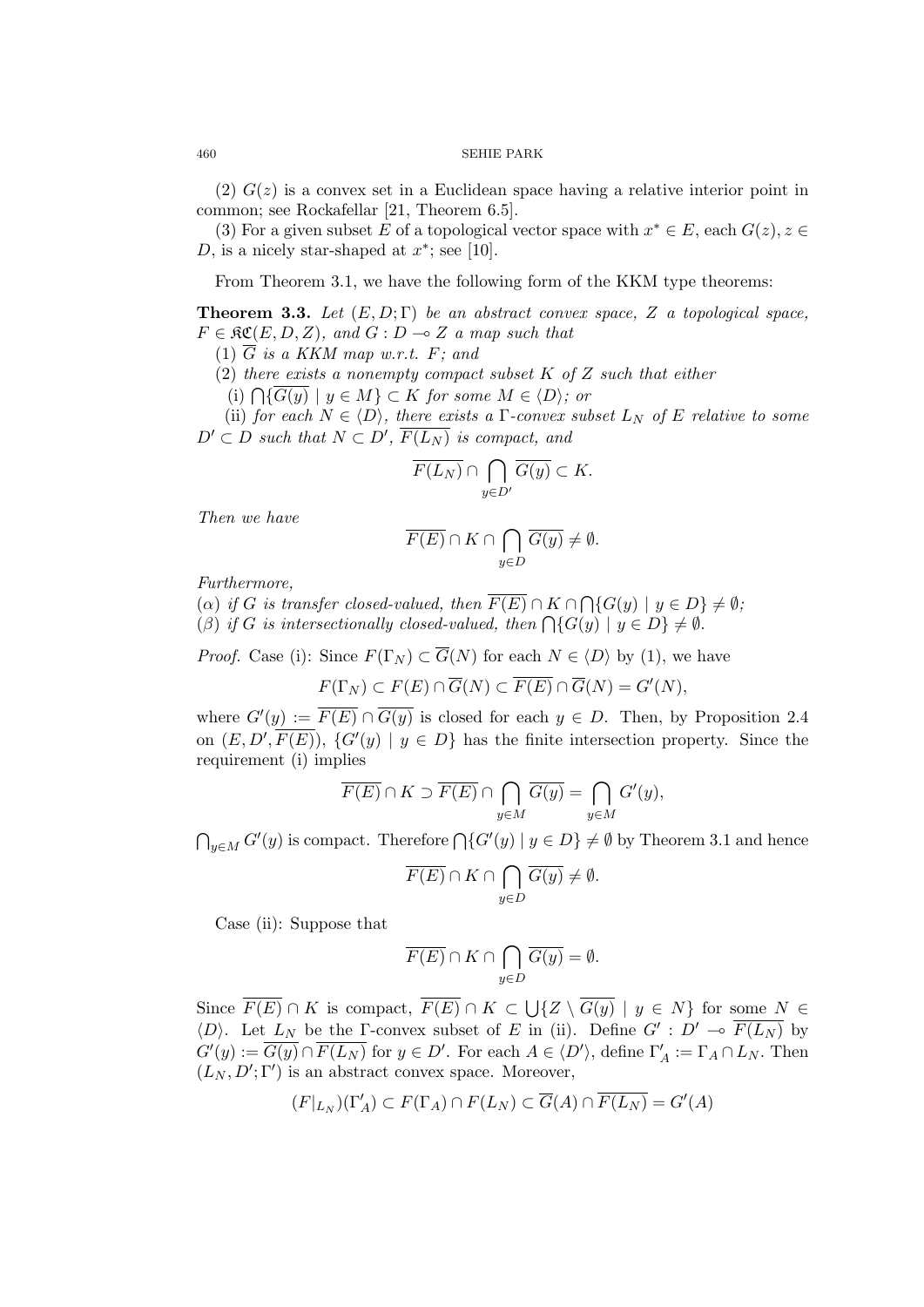(2) $G(z)$ is a convex set in a Euclidean space having a relative interior point in common; see Rockafellar [21, Theorem 6.5].

(3) For a given subset $E$ of a topological vector space with $x^* \in E$, each $G(z), z \in D$, is a nicely star-shaped at $x^*$; see [10].

From Theorem 3.1, we have the following form of the KKM type theorems:

**Theorem 3.3.** *Let $(E, D; \Gamma)$ be an abstract convex space, $Z$ a topological space, $F \in \mathfrak{KC}(E, D, Z)$, and $G : D \multimap Z$ a map such that*

*(1) $\overline{G}$ is a KKM map w.r.t. $F$; and*

*(2) there exists a nonempty compact subset $K$ of $Z$ such that either*

*(i) $\bigcap\{\overline{G(y)} \mid y \in M\} \subset K$ for some $M \in \langle D \rangle$; or*

*(ii) for each $N \in \langle D \rangle$, there exists a $\Gamma$-convex subset $L_N$ of $E$ relative to some $D' \subset D$ such that $N \subset D'$, $\overline{F(L_N)}$ is compact, and*

$$\overline{F(L_N)} \cap \bigcap_{y \in D'} \overline{G(y)} \subset K.$$

*Then we have*

$$\overline{F(E)} \cap K \cap \bigcap_{y \in D} \overline{G(y)} \neq \emptyset.$$

*Furthermore,*

*($\alpha$) if $G$ is transfer closed-valued, then $\overline{F(E)} \cap K \cap \bigcap\{G(y) \mid y \in D\} \neq \emptyset$;*

*($\beta$) if $G$ is intersectionally closed-valued, then $\bigcap\{G(y) \mid y \in D\} \neq \emptyset$.*

*Proof.* Case (i): Since $F(\Gamma_N) \subset \overline{G}(N)$ for each $N \in \langle D \rangle$ by (1), we have

$$F(\Gamma_N) \subset F(E) \cap \overline{G}(N) \subset \overline{F(E)} \cap \overline{G}(N) = G'(N),$$

where $G'(y) := \overline{F(E)} \cap \overline{G(y)}$ is closed for each $y \in D$. Then, by Proposition 2.4 on $(E, D', \overline{F(E)})$, $\{G'(y) \mid y \in D\}$ has the finite intersection property. Since the requirement (i) implies

$$\overline{F(E)} \cap K \supset \overline{F(E)} \cap \bigcap_{y \in M} \overline{G(y)} = \bigcap_{y \in M} G'(y),$$

$\bigcap_{y \in M} G'(y)$ is compact. Therefore $\bigcap\{G'(y) \mid y \in D\} \neq \emptyset$ by Theorem 3.1 and hence

$$\overline{F(E)} \cap K \cap \bigcap_{y \in D} \overline{G(y)} \neq \emptyset.$$

Case (ii): Suppose that

$$\overline{F(E)} \cap K \cap \bigcap_{y \in D} \overline{G(y)} = \emptyset.$$

Since $\overline{F(E)} \cap K$ is compact, $\overline{F(E)} \cap K \subset \bigcup\{Z \setminus \overline{G(y)} \mid y \in N\}$ for some $N \in \langle D \rangle$. Let $L_N$ be the $\Gamma$-convex subset of $E$ in (ii). Define $G' : D' \multimap \overline{F(L_N)}$ by $G'(y) := \overline{G(y)} \cap \overline{F(L_N)}$ for $y \in D'$. For each $A \in \langle D' \rangle$, define $\Gamma'_A := \Gamma_A \cap L_N$. Then $(L_N, D'; \Gamma')$ is an abstract convex space. Moreover,

$$(F|_{L_N})(\Gamma'_A) \subset F(\Gamma_A) \cap F(L_N) \subset \overline{G}(A) \cap \overline{F(L_N)} = G'(A)$$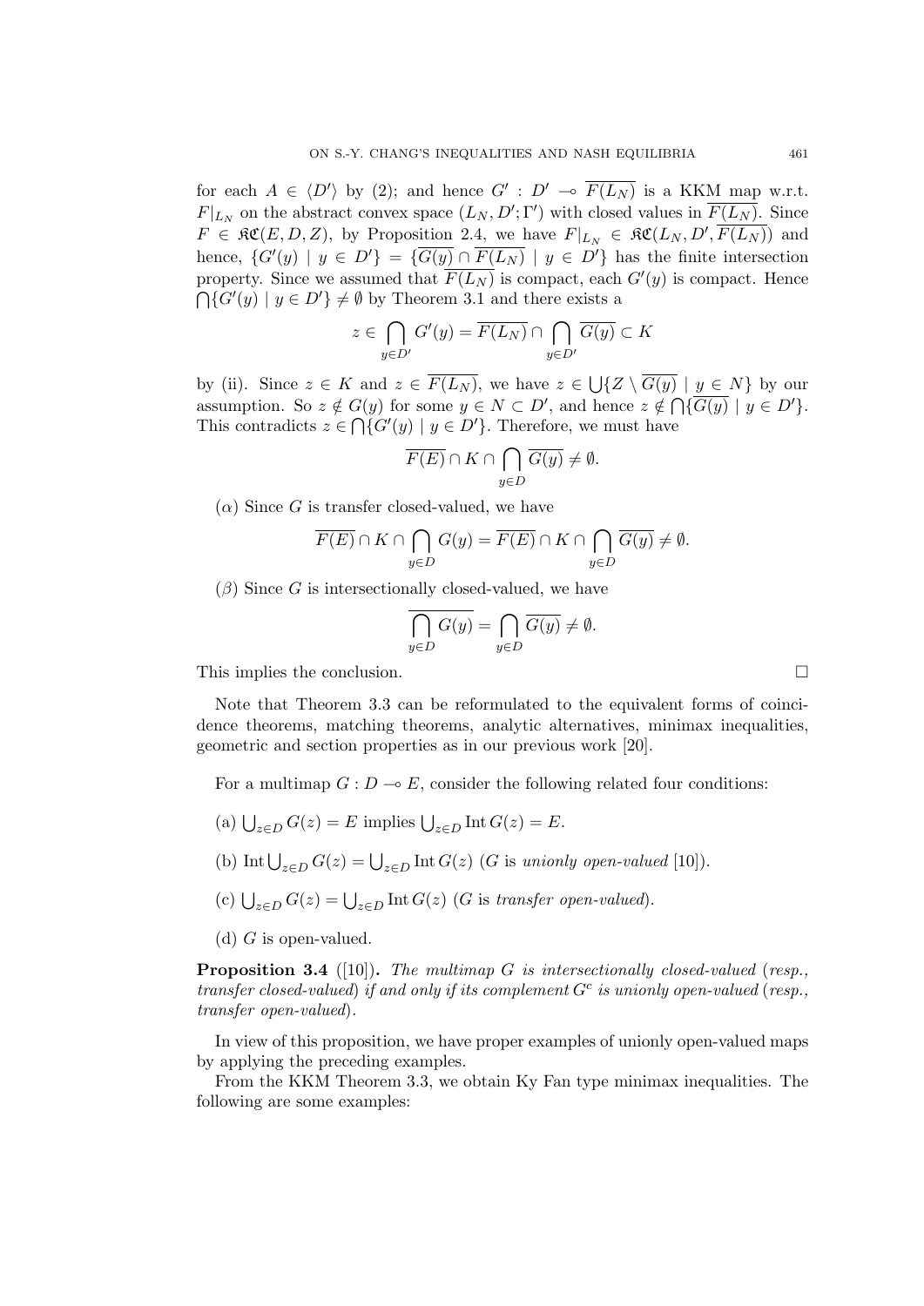for each $A \in \langle D' \rangle$ by (2); and hence $G' : D' \multimap \overline{F(L_N)}$ is a KKM map w.r.t. $F|_{L_N}$ on the abstract convex space $(L_N, D'; \Gamma')$ with closed values in $\overline{F(L_N)}$. Since $F \in \mathfrak{KC}(E, D, Z)$, by Proposition 2.4, we have $F|_{L_N} \in \mathfrak{KC}(L_N, D', \overline{F(L_N)})$ and hence, $\{G'(y) \mid y \in D'\} = \{\overline{G(y)} \cap \overline{F(L_N)} \mid y \in D'\}$ has the finite intersection property. Since we assumed that $\overline{F(L_N)}$ is compact, each $G'(y)$ is compact. Hence $\bigcap\{G'(y) \mid y \in D'\} \neq \emptyset$ by Theorem 3.1 and there exists a

$$z \in \bigcap_{y \in D'} G'(y) = \overline{F(L_N)} \cap \bigcap_{y \in D'} \overline{G(y)} \subset K$$

by (ii). Since $z \in K$ and $z \in \overline{F(L_N)}$, we have $z \in \bigcup\{Z \setminus \overline{G(y)} \mid y \in N\}$ by our assumption. So $z \notin G(y)$ for some $y \in N \subset D'$, and hence $z \notin \bigcap\{\overline{G(y)} \mid y \in D'\}$. This contradicts $z \in \bigcap\{G'(y) \mid y \in D'\}$. Therefore, we must have

$$\overline{F(E)} \cap K \cap \bigcap_{y \in D} \overline{G(y)} \neq \emptyset.$$

($\alpha$) Since $G$ is transfer closed-valued, we have

$$\overline{F(E)} \cap K \cap \bigcap_{y \in D} G(y) = \overline{F(E)} \cap K \cap \bigcap_{y \in D} \overline{G(y)} \neq \emptyset.$$

($\beta$) Since $G$ is intersectionally closed-valued, we have

$$\overline{\bigcap_{y \in D} G(y)} = \bigcap_{y \in D} \overline{G(y)} \neq \emptyset.$$

This implies the conclusion. □

Note that Theorem 3.3 can be reformulated to the equivalent forms of coincidence theorems, matching theorems, analytic alternatives, minimax inequalities, geometric and section properties as in our previous work [20].

For a multimap $G : D \multimap E$, consider the following related four conditions:

(a) $\bigcup_{z \in D} G(z) = E$ implies $\bigcup_{z \in D} \operatorname{Int} G(z) = E$.

(b) $\operatorname{Int} \bigcup_{z \in D} G(z) = \bigcup_{z \in D} \operatorname{Int} G(z)$ ($G$ is *unionly open-valued* [10]).

(c) $\bigcup_{z \in D} G(z) = \bigcup_{z \in D} \operatorname{Int} G(z)$ ($G$ is *transfer open-valued*).

(d) $G$ is open-valued.

**Proposition 3.4** ([10]). *The multimap $G$ is intersectionally closed-valued (resp., transfer closed-valued) if and only if its complement $G^c$ is unionly open-valued (resp., transfer open-valued).*

In view of this proposition, we have proper examples of unionly open-valued maps by applying the preceding examples.

From the KKM Theorem 3.3, we obtain Ky Fan type minimax inequalities. The following are some examples: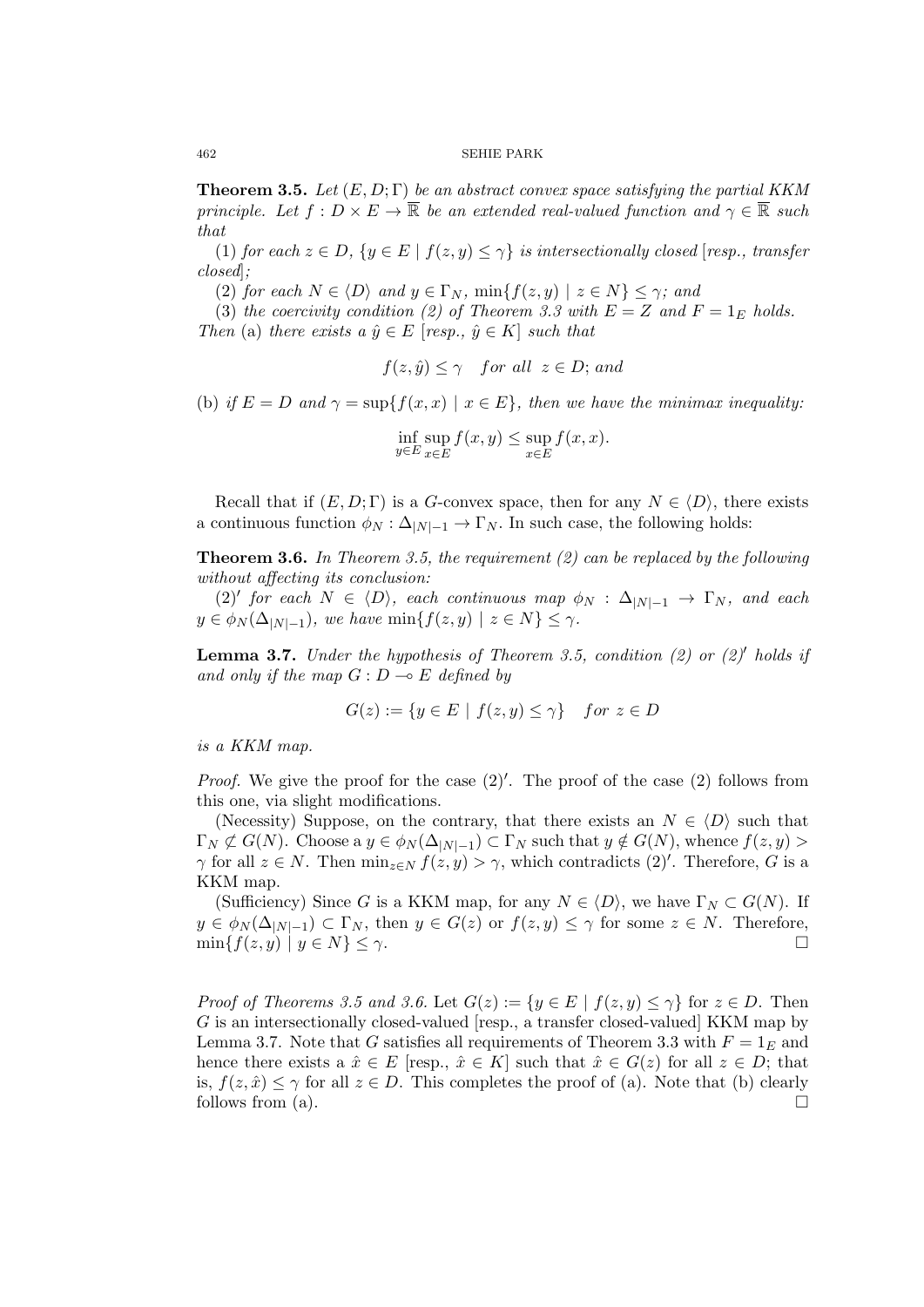**Theorem 3.5.** *Let $(E, D; \Gamma)$ be an abstract convex space satisfying the partial KKM principle. Let $f : D \times E \to \overline{\mathbb{R}}$ be an extended real-valued function and $\gamma \in \overline{\mathbb{R}}$ such that*

*(1) for each $z \in D$, $\{y \in E \mid f(z, y) \leq \gamma\}$ is intersectionally closed [resp., transfer closed];*

*(2) for each $N \in \langle D \rangle$ and $y \in \Gamma_N$, $\min\{f(z, y) \mid z \in N\} \leq \gamma$; and*

*(3) the coercivity condition (2) of Theorem 3.3 with $E = Z$ and $F = 1_E$ holds.*

*Then* (a) *there exists a $\hat{y} \in E$ [resp., $\hat{y} \in K$] such that*

$$f(z, \hat{y}) \leq \gamma \quad \textit{for all} \;\; z \in D; \textit{ and}$$

(b) *if $E = D$ and $\gamma = \sup\{f(x, x) \mid x \in E\}$, then we have the minimax inequality:*

$$\inf_{y \in E} \sup_{x \in E} f(x, y) \leq \sup_{x \in E} f(x, x).$$

Recall that if $(E, D; \Gamma)$ is a $G$-convex space, then for any $N \in \langle D \rangle$, there exists a continuous function $\phi_N : \Delta_{|N|-1} \to \Gamma_N$. In such case, the following holds:

**Theorem 3.6.** *In Theorem 3.5, the requirement (2) can be replaced by the following without affecting its conclusion:*

*$(2)'$ for each $N \in \langle D \rangle$, each continuous map $\phi_N : \Delta_{|N|-1} \to \Gamma_N$, and each $y \in \phi_N(\Delta_{|N|-1})$, we have $\min\{f(z, y) \mid z \in N\} \leq \gamma$.*

**Lemma 3.7.** *Under the hypothesis of Theorem 3.5, condition (2) or $(2)'$ holds if and only if the map $G : D \multimap E$ defined by*

$$G(z) := \{y \in E \mid f(z, y) \leq \gamma\} \quad \textit{for} \;\; z \in D$$

*is a KKM map.*

*Proof.* We give the proof for the case $(2)'$. The proof of the case (2) follows from this one, via slight modifications.

(Necessity) Suppose, on the contrary, that there exists an $N \in \langle D \rangle$ such that $\Gamma_N \not\subset G(N)$. Choose a $y \in \phi_N(\Delta_{|N|-1}) \subset \Gamma_N$ such that $y \notin G(N)$, whence $f(z, y) > \gamma$ for all $z \in N$. Then $\min_{z \in N} f(z, y) > \gamma$, which contradicts $(2)'$. Therefore, $G$ is a KKM map.

(Sufficiency) Since $G$ is a KKM map, for any $N \in \langle D \rangle$, we have $\Gamma_N \subset G(N)$. If $y \in \phi_N(\Delta_{|N|-1}) \subset \Gamma_N$, then $y \in G(z)$ or $f(z, y) \leq \gamma$ for some $z \in N$. Therefore, $\min\{f(z, y) \mid y \in N\} \leq \gamma$. □

*Proof of Theorems 3.5 and 3.6.* Let $G(z) := \{y \in E \mid f(z, y) \leq \gamma\}$ for $z \in D$. Then $G$ is an intersectionally closed-valued [resp., a transfer closed-valued] KKM map by Lemma 3.7. Note that $G$ satisfies all requirements of Theorem 3.3 with $F = 1_E$ and hence there exists a $\hat{x} \in E$ [resp., $\hat{x} \in K$] such that $\hat{x} \in G(z)$ for all $z \in D$; that is, $f(z, \hat{x}) \leq \gamma$ for all $z \in D$. This completes the proof of (a). Note that (b) clearly follows from (a). □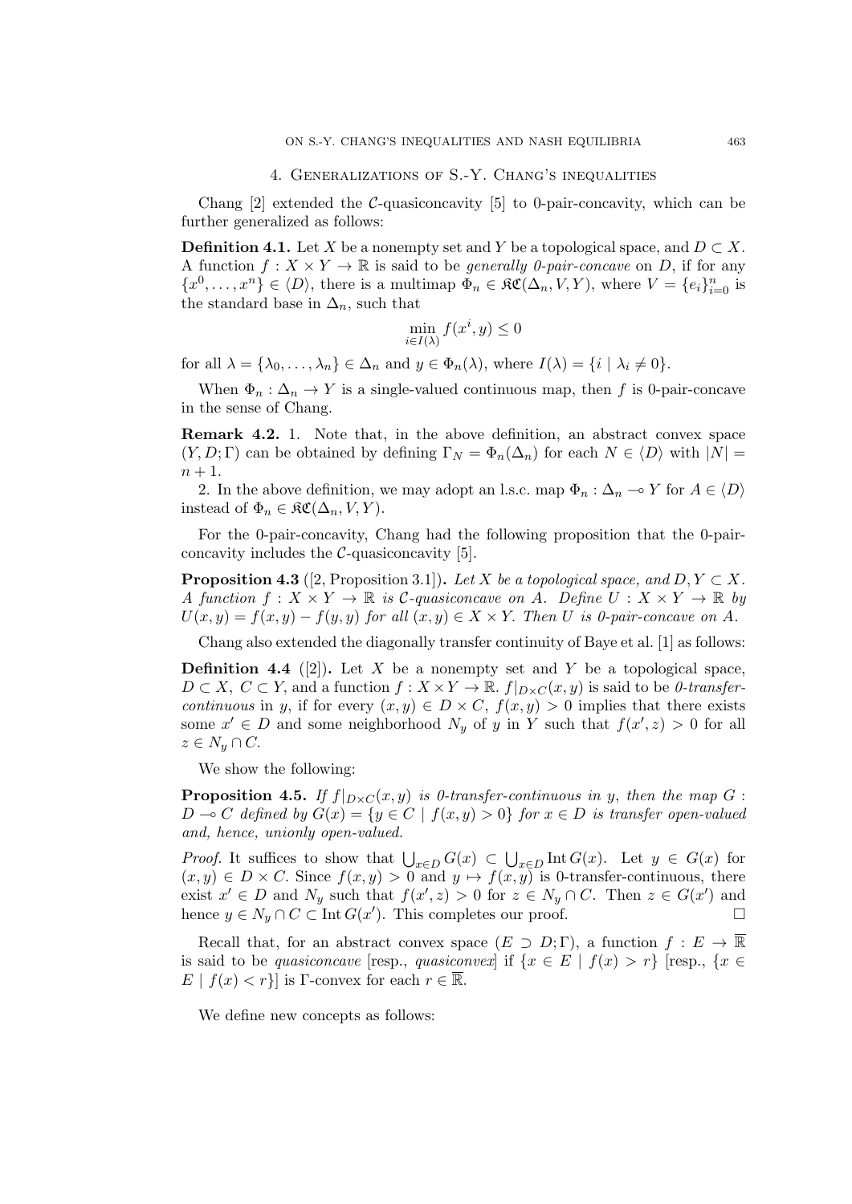## 4. Generalizations of S.-Y. Chang's inequalities

Chang [2] extended the $\mathcal{C}$-quasiconcavity [5] to 0-pair-concavity, which can be further generalized as follows:

**Definition 4.1.** Let $X$ be a nonempty set and $Y$ be a topological space, and $D \subset X$. A function $f : X \times Y \to \mathbb{R}$ is said to be *generally 0-pair-concave* on $D$, if for any $\{x^0, \ldots, x^n\} \in \langle D \rangle$, there is a multimap $\Phi_n \in \mathfrak{KC}(\Delta_n, V, Y)$, where $V = \{e_i\}_{i=0}^n$ is the standard base in $\Delta_n$, such that

$$\min_{i \in I(\lambda)} f(x^i, y) \leq 0$$

for all $\lambda = \{\lambda_0, \ldots, \lambda_n\} \in \Delta_n$ and $y \in \Phi_n(\lambda)$, where $I(\lambda) = \{i \mid \lambda_i \neq 0\}$.

When $\Phi_n : \Delta_n \to Y$ is a single-valued continuous map, then $f$ is 0-pair-concave in the sense of Chang.

**Remark 4.2.** 1. Note that, in the above definition, an abstract convex space $(Y, D; \Gamma)$ can be obtained by defining $\Gamma_N = \Phi_n(\Delta_n)$ for each $N \in \langle D \rangle$ with $|N| = n + 1$.

2. In the above definition, we may adopt an l.s.c. map $\Phi_n : \Delta_n \multimap Y$ for $A \in \langle D \rangle$ instead of $\Phi_n \in \mathfrak{KC}(\Delta_n, V, Y)$.

For the 0-pair-concavity, Chang had the following proposition that the 0-pair-concavity includes the $\mathcal{C}$-quasiconcavity [5].

**Proposition 4.3** ([2, Proposition 3.1])**.** *Let $X$ be a topological space, and $D, Y \subset X$. A function $f : X \times Y \to \mathbb{R}$ is $\mathcal{C}$-quasiconcave on $A$. Define $U : X \times Y \to \mathbb{R}$ by $U(x, y) = f(x, y) - f(y, y)$ for all $(x, y) \in X \times Y$. Then $U$ is 0-pair-concave on $A$.*

Chang also extended the diagonally transfer continuity of Baye et al. [1] as follows:

**Definition 4.4** ([2])**.** Let $X$ be a nonempty set and $Y$ be a topological space, $D \subset X$, $C \subset Y$, and a function $f : X \times Y \to \mathbb{R}$. $f|_{D \times C}(x, y)$ is said to be *0-transfer-continuous* in $y$, if for every $(x, y) \in D \times C$, $f(x, y) > 0$ implies that there exists some $x' \in D$ and some neighborhood $N_y$ of $y$ in $Y$ such that $f(x', z) > 0$ for all $z \in N_y \cap C$.

We show the following:

**Proposition 4.5.** *If $f|_{D \times C}(x, y)$ is 0-transfer-continuous in $y$, then the map $G : D \multimap C$ defined by $G(x) = \{y \in C \mid f(x, y) > 0\}$ for $x \in D$ is transfer open-valued and, hence, unionly open-valued.*

*Proof.* It suffices to show that $\bigcup_{x \in D} G(x) \subset \bigcup_{x \in D} \operatorname{Int} G(x)$. Let $y \in G(x)$ for $(x, y) \in D \times C$. Since $f(x, y) > 0$ and $y \mapsto f(x, y)$ is 0-transfer-continuous, there exist $x' \in D$ and $N_y$ such that $f(x', z) > 0$ for $z \in N_y \cap C$. Then $z \in G(x')$ and hence $y \in N_y \cap C \subset \operatorname{Int} G(x')$. This completes our proof. $\square$

Recall that, for an abstract convex space $(E \supset D; \Gamma)$, a function $f : E \to \overline{\mathbb{R}}$ is said to be *quasiconcave* [resp., *quasiconvex*] if $\{x \in E \mid f(x) > r\}$ [resp., $\{x \in E \mid f(x) < r\}$] is $\Gamma$-convex for each $r \in \overline{\mathbb{R}}$.

We define new concepts as follows: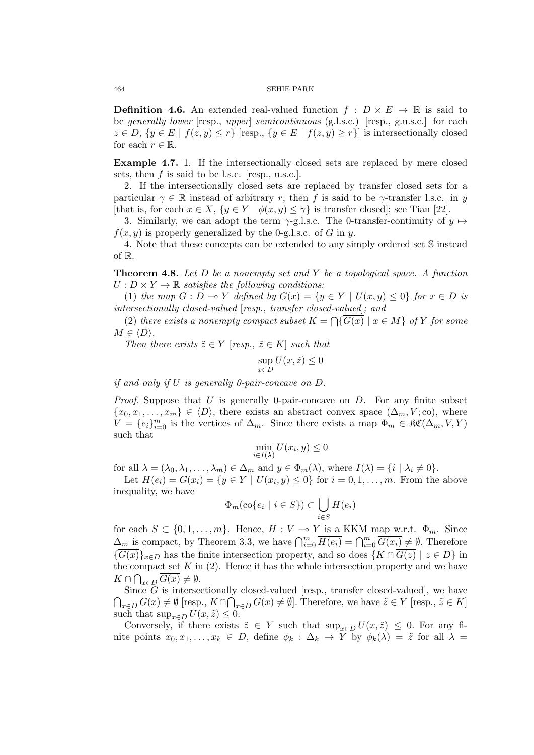**Definition 4.6.** An extended real-valued function $f : D \times E \to \overline{\mathbb{R}}$ is said to be *generally lower* [resp., *upper*] *semicontinuous* (g.l.s.c.) [resp., g.u.s.c.] for each $z \in D$, $\{y \in E \mid f(z, y) \leq r\}$ [resp., $\{y \in E \mid f(z, y) \geq r\}$] is intersectionally closed for each $r \in \overline{\mathbb{R}}$.

**Example 4.7.** 1. If the intersectionally closed sets are replaced by mere closed sets, then $f$ is said to be l.s.c. [resp., u.s.c.].

2. If the intersectionally closed sets are replaced by transfer closed sets for a particular $\gamma \in \overline{\mathbb{R}}$ instead of arbitrary $r$, then $f$ is said to be $\gamma$-transfer l.s.c. in $y$ [that is, for each $x \in X$, $\{y \in Y \mid \phi(x, y) \leq \gamma\}$ is transfer closed]; see Tian [22].

3. Similarly, we can adopt the term $\gamma$-g.l.s.c. The 0-transfer-continuity of $y \mapsto f(x, y)$ is properly generalized by the 0-g.l.s.c. of $G$ in $y$.

4. Note that these concepts can be extended to any simply ordered set $\mathbb{S}$ instead of $\overline{\mathbb{R}}$.

**Theorem 4.8.** *Let $D$ be a nonempty set and $Y$ be a topological space. A function $U : D \times Y \to \mathbb{R}$ satisfies the following conditions:*

(1) *the map $G : D \multimap Y$ defined by $G(x) = \{y \in Y \mid U(x, y) \leq 0\}$ for $x \in D$ is intersectionally closed-valued* [*resp., transfer closed-valued*]*; and*

(2) *there exists a nonempty compact subset $K = \bigcap\{\overline{G(x)} \mid x \in M\}$ of $Y$ for some $M \in \langle D \rangle$.*

*Then there exists $\tilde{z} \in Y$* [*resp., $\tilde{z} \in K$*] *such that*

$$\sup_{x \in D} U(x, \tilde{z}) \leq 0$$

*if and only if $U$ is generally 0-pair-concave on $D$.*

*Proof.* Suppose that $U$ is generally 0-pair-concave on $D$. For any finite subset $\{x_0, x_1, \ldots, x_m\} \in \langle D \rangle$, there exists an abstract convex space $(\Delta_m, V; \mathrm{co})$, where $V = \{e_i\}_{i=0}^m$ is the vertices of $\Delta_m$. Since there exists a map $\Phi_m \in \mathfrak{KC}(\Delta_m, V, Y)$ such that

$$\min_{i \in I(\lambda)} U(x_i, y) \leq 0$$

for all $\lambda = (\lambda_0, \lambda_1, \ldots, \lambda_m) \in \Delta_m$ and $y \in \Phi_m(\lambda)$, where $I(\lambda) = \{i \mid \lambda_i \neq 0\}$.

Let $H(e_i) = G(x_i) = \{y \in Y \mid U(x_i, y) \leq 0\}$ for $i = 0, 1, \ldots, m$. From the above inequality, we have

$$\Phi_m(\mathrm{co}\{e_i \mid i \in S\}) \subset \bigcup_{i \in S} H(e_i)$$

for each $S \subset \{0, 1, \ldots, m\}$. Hence, $H : V \multimap Y$ is a KKM map w.r.t. $\Phi_m$. Since $\Delta_m$ is compact, by Theorem 3.3, we have $\bigcap_{i=0}^m \overline{H(e_i)} = \bigcap_{i=0}^m \overline{G(x_i)} \neq \emptyset$. Therefore $\{\overline{G(x)}\}_{x \in D}$ has the finite intersection property, and so does $\{K \cap \overline{G(z)} \mid z \in D\}$ in the compact set $K$ in (2). Hence it has the whole intersection property and we have $K \cap \bigcap_{x \in D} \overline{G(x)} \neq \emptyset$.

Since $G$ is intersectionally closed-valued [resp., transfer closed-valued], we have $\bigcap_{x \in D} G(x) \neq \emptyset$ [resp., $K \cap \bigcap_{x \in D} G(x) \neq \emptyset$]. Therefore, we have $\tilde{z} \in Y$ [resp., $\tilde{z} \in K$] such that $\sup_{x \in D} U(x, \tilde{z}) \leq 0$.

Conversely, if there exists $\tilde{z} \in Y$ such that $\sup_{x \in D} U(x, \tilde{z}) \leq 0$. For any finite points $x_0, x_1, \ldots, x_k \in D$, define $\phi_k : \Delta_k \to Y$ by $\phi_k(\lambda) = \tilde{z}$ for all $\lambda =$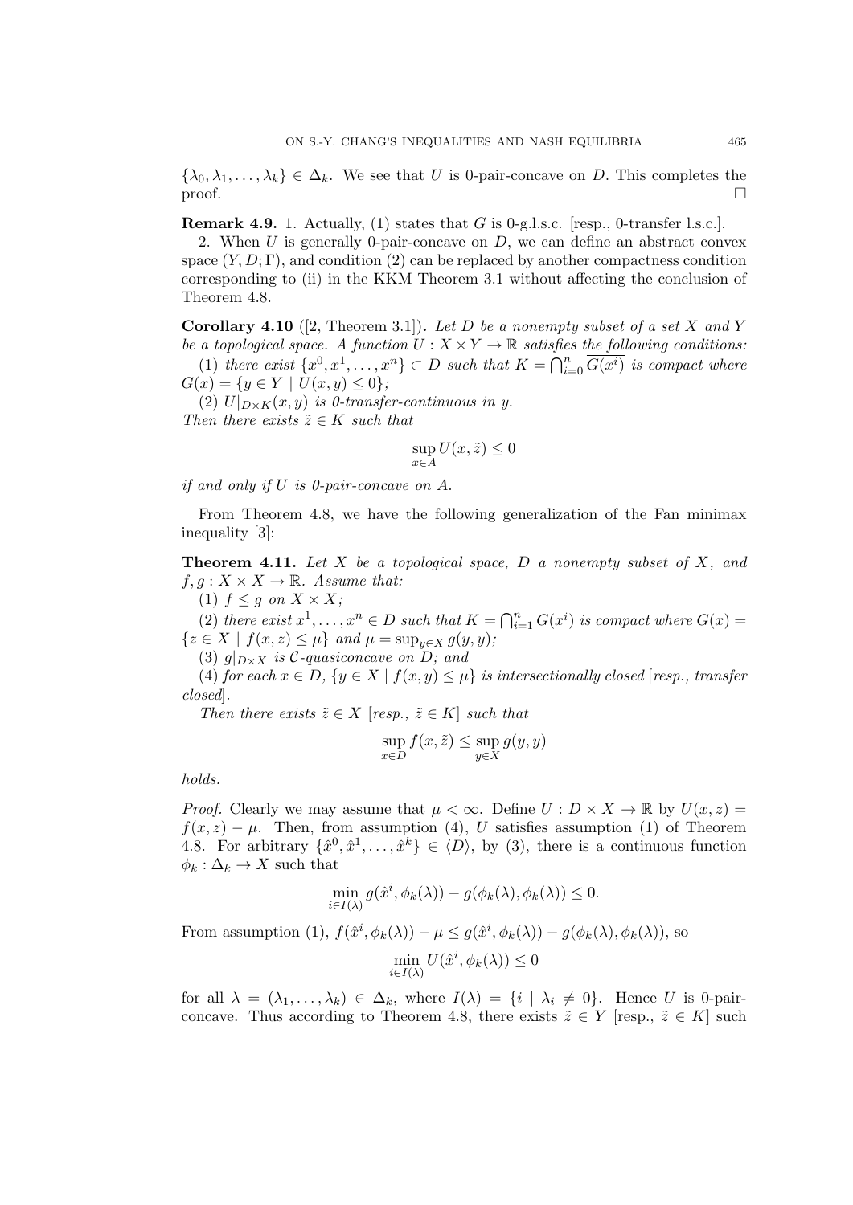$\{\lambda_0, \lambda_1, \ldots, \lambda_k\} \in \Delta_k$. We see that $U$ is 0-pair-concave on $D$. This completes the proof. $\square$

**Remark 4.9.** 1. Actually, (1) states that $G$ is 0-g.l.s.c. [resp., 0-transfer l.s.c.].

2. When $U$ is generally 0-pair-concave on $D$, we can define an abstract convex space $(Y, D; \Gamma)$, and condition (2) can be replaced by another compactness condition corresponding to (ii) in the KKM Theorem 3.1 without affecting the conclusion of Theorem 4.8.

**Corollary 4.10** ([2, Theorem 3.1]). *Let $D$ be a nonempty subset of a set $X$ and $Y$ be a topological space. A function $U : X \times Y \to \mathbb{R}$ satisfies the following conditions:*

*(1) there exist $\{x^0, x^1, \ldots, x^n\} \subset D$ such that $K = \bigcap_{i=0}^n \overline{G(x^i)}$ is compact where $G(x) = \{y \in Y \mid U(x, y) \leq 0\}$;*

*(2) $U|_{D\times K}(x, y)$ is 0-transfer-continuous in $y$.*

*Then there exists $\tilde{z} \in K$ such that*

$$\sup_{x\in A} U(x, \tilde{z}) \leq 0$$

*if and only if $U$ is 0-pair-concave on $A$.*

From Theorem 4.8, we have the following generalization of the Fan minimax inequality [3]:

**Theorem 4.11.** *Let $X$ be a topological space, $D$ a nonempty subset of $X$, and $f, g : X \times X \to \mathbb{R}$. Assume that:*

*(1) $f \leq g$ on $X \times X$;*

*(2) there exist $x^1, \ldots, x^n \in D$ such that $K = \bigcap_{i=1}^n \overline{G(x^i)}$ is compact where $G(x) = \{z \in X \mid f(x, z) \leq \mu\}$ and $\mu = \sup_{y\in X} g(y, y)$;*

*(3) $g|_{D\times X}$ is $\mathcal{C}$-quasiconcave on $D$; and*

*(4) for each $x \in D$, $\{y \in X \mid f(x, y) \leq \mu\}$ is intersectionally closed [resp., transfer closed].*

*Then there exists $\tilde{z} \in X$ [resp., $\tilde{z} \in K$] such that*

$$\sup_{x\in D} f(x, \tilde{z}) \leq \sup_{y\in X} g(y, y)$$

*holds.*

*Proof.* Clearly we may assume that $\mu < \infty$. Define $U : D \times X \to \mathbb{R}$ by $U(x, z) = f(x, z) - \mu$. Then, from assumption (4), $U$ satisfies assumption (1) of Theorem 4.8. For arbitrary $\{\hat{x}^0, \hat{x}^1, \ldots, \hat{x}^k\} \in \langle D\rangle$, by (3), there is a continuous function $\phi_k : \Delta_k \to X$ such that

$$\min_{i\in I(\lambda)} g(\hat{x}^i, \phi_k(\lambda)) - g(\phi_k(\lambda), \phi_k(\lambda)) \leq 0.$$

From assumption (1), $f(\hat{x}^i, \phi_k(\lambda)) - \mu \leq g(\hat{x}^i, \phi_k(\lambda)) - g(\phi_k(\lambda), \phi_k(\lambda))$, so

$$\min_{i\in I(\lambda)} U(\hat{x}^i, \phi_k(\lambda)) \leq 0$$

for all $\lambda = (\lambda_1, \ldots, \lambda_k) \in \Delta_k$, where $I(\lambda) = \{i \mid \lambda_i \neq 0\}$. Hence $U$ is 0-pair-concave. Thus according to Theorem 4.8, there exists $\tilde{z} \in Y$ [resp., $\tilde{z} \in K$] such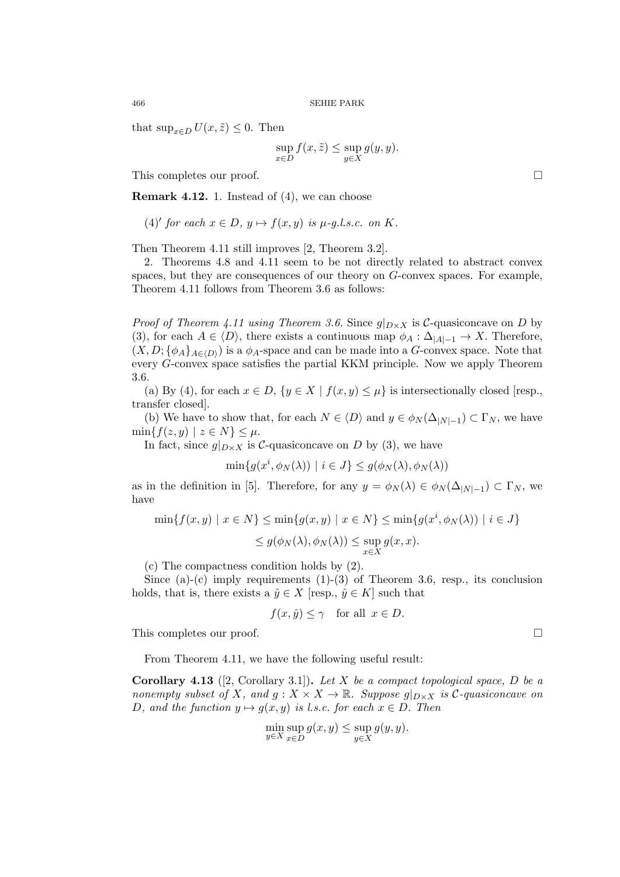that $\sup_{x \in D} U(x, \tilde{z}) \leq 0$. Then

$$\sup_{x \in D} f(x, \tilde{z}) \leq \sup_{y \in X} g(y, y).$$

This completes our proof. □

**Remark 4.12.** 1. Instead of (4), we can choose

(4)′ *for each $x \in D$, $y \mapsto f(x, y)$ is $\mu$-g.l.s.c. on $K$.*

Then Theorem 4.11 still improves [2, Theorem 3.2].

2. Theorems 4.8 and 4.11 seem to be not directly related to abstract convex spaces, but they are consequences of our theory on $G$-convex spaces. For example, Theorem 4.11 follows from Theorem 3.6 as follows:

*Proof of Theorem 4.11 using Theorem 3.6.* Since $g|_{D \times X}$ is $\mathcal{C}$-quasiconcave on $D$ by (3), for each $A \in \langle D \rangle$, there exists a continuous map $\phi_A : \Delta_{|A|-1} \to X$. Therefore, $(X, D; \{\phi_A\}_{A \in \langle D \rangle})$ is a $\phi_A$-space and can be made into a $G$-convex space. Note that every $G$-convex space satisfies the partial KKM principle. Now we apply Theorem 3.6.

(a) By (4), for each $x \in D$, $\{y \in X \mid f(x, y) \leq \mu\}$ is intersectionally closed [resp., transfer closed].

(b) We have to show that, for each $N \in \langle D \rangle$ and $y \in \phi_N(\Delta_{|N|-1}) \subset \Gamma_N$, we have $\min\{f(z, y) \mid z \in N\} \leq \mu$.

In fact, since $g|_{D \times X}$ is $\mathcal{C}$-quasiconcave on $D$ by (3), we have

$$\min\{g(x^i, \phi_N(\lambda)) \mid i \in J\} \leq g(\phi_N(\lambda), \phi_N(\lambda))$$

as in the definition in [5]. Therefore, for any $y = \phi_N(\lambda) \in \phi_N(\Delta_{|N|-1}) \subset \Gamma_N$, we have

$$\min\{f(x, y) \mid x \in N\} \leq \min\{g(x, y) \mid x \in N\} \leq \min\{g(x^i, \phi_N(\lambda)) \mid i \in J\}$$

$$\leq g(\phi_N(\lambda), \phi_N(\lambda)) \leq \sup_{x \in X} g(x, x).$$

(c) The compactness condition holds by (2).

Since (a)-(c) imply requirements (1)-(3) of Theorem 3.6, resp., its conclusion holds, that is, there exists a $\hat{y} \in X$ [resp., $\hat{y} \in K$] such that

$$f(x, \hat{y}) \leq \gamma \quad \text{for all } x \in D.$$

This completes our proof. □

From Theorem 4.11, we have the following useful result:

**Corollary 4.13** ([2, Corollary 3.1])**.** *Let $X$ be a compact topological space, $D$ be a nonempty subset of $X$, and $g : X \times X \to \mathbb{R}$. Suppose $g|_{D \times X}$ is $\mathcal{C}$-quasiconcave on $D$, and the function $y \mapsto g(x, y)$ is l.s.c. for each $x \in D$. Then*

$$\min_{y \in X} \sup_{x \in D} g(x, y) \leq \sup_{y \in X} g(y, y).$$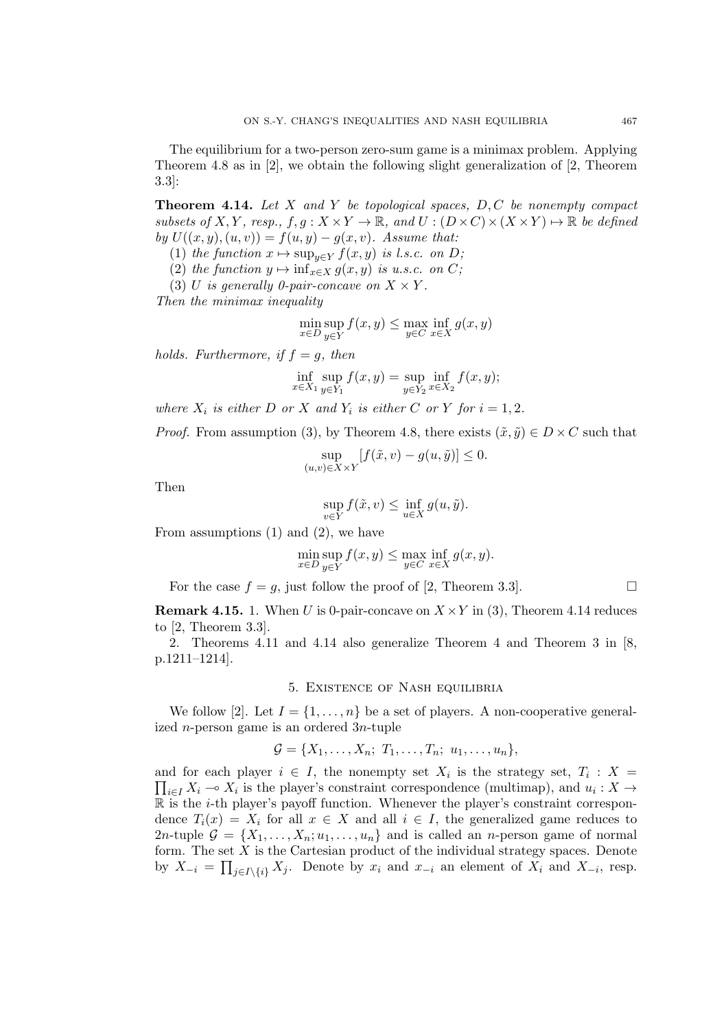The equilibrium for a two-person zero-sum game is a minimax problem. Applying Theorem 4.8 as in [2], we obtain the following slight generalization of [2, Theorem 3.3]:

**Theorem 4.14.** *Let $X$ and $Y$ be topological spaces, $D, C$ be nonempty compact subsets of $X, Y$, resp., $f, g : X \times Y \to \mathbb{R}$, and $U : (D \times C) \times (X \times Y) \mapsto \mathbb{R}$ be defined by $U((x, y), (u, v)) = f(u, y) - g(x, v)$. Assume that:*

(1) *the function $x \mapsto \sup_{y \in Y} f(x, y)$ is l.s.c. on $D$;*

(2) *the function $y \mapsto \inf_{x \in X} g(x, y)$ is u.s.c. on $C$;*

(3) *$U$ is generally 0-pair-concave on $X \times Y$.*

*Then the minimax inequality*

$$\min_{x \in D} \sup_{y \in Y} f(x, y) \leq \max_{y \in C} \inf_{x \in X} g(x, y)$$

*holds. Furthermore, if $f = g$, then*

$$\inf_{x \in X_1} \sup_{y \in Y_1} f(x, y) = \sup_{y \in Y_2} \inf_{x \in X_2} f(x, y);$$

*where $X_i$ is either $D$ or $X$ and $Y_i$ is either $C$ or $Y$ for $i = 1, 2$.*

*Proof.* From assumption (3), by Theorem 4.8, there exists $(\tilde{x}, \tilde{y}) \in D \times C$ such that

$$\sup_{(u,v) \in X \times Y} [f(\tilde{x}, v) - g(u, \tilde{y})] \leq 0.$$

Then

$$\sup_{v \in Y} f(\tilde{x}, v) \leq \inf_{u \in X} g(u, \tilde{y}).$$

From assumptions (1) and (2), we have

$$\min_{x \in D} \sup_{y \in Y} f(x, y) \leq \max_{y \in C} \inf_{x \in X} g(x, y).$$

For the case $f = g$, just follow the proof of [2, Theorem 3.3]. □

**Remark 4.15.** 1. When $U$ is 0-pair-concave on $X \times Y$ in (3), Theorem 4.14 reduces to [2, Theorem 3.3].

2. Theorems 4.11 and 4.14 also generalize Theorem 4 and Theorem 3 in [8, p.1211–1214].

## 5. Existence of Nash equilibria

We follow [2]. Let $I = \{1, \ldots, n\}$ be a set of players. A non-cooperative generalized $n$-person game is an ordered $3n$-tuple

$$\mathcal{G} = \{X_1, \ldots, X_n;\ T_1, \ldots, T_n;\ u_1, \ldots, u_n\},$$

and for each player $i \in I$, the nonempty set $X_i$ is the strategy set, $T_i : X = \prod_{i \in I} X_i \multimap X_i$ is the player's constraint correspondence (multimap), and $u_i : X \to \mathbb{R}$ is the $i$-th player's payoff function. Whenever the player's constraint correspondence $T_i(x) = X_i$ for all $x \in X$ and all $i \in I$, the generalized game reduces to $2n$-tuple $\mathcal{G} = \{X_1, \ldots, X_n; u_1, \ldots, u_n\}$ and is called an $n$-person game of normal form. The set $X$ is the Cartesian product of the individual strategy spaces. Denote by $X_{-i} = \prod_{j \in I \setminus \{i\}} X_j$. Denote by $x_i$ and $x_{-i}$ an element of $X_i$ and $X_{-i}$, resp.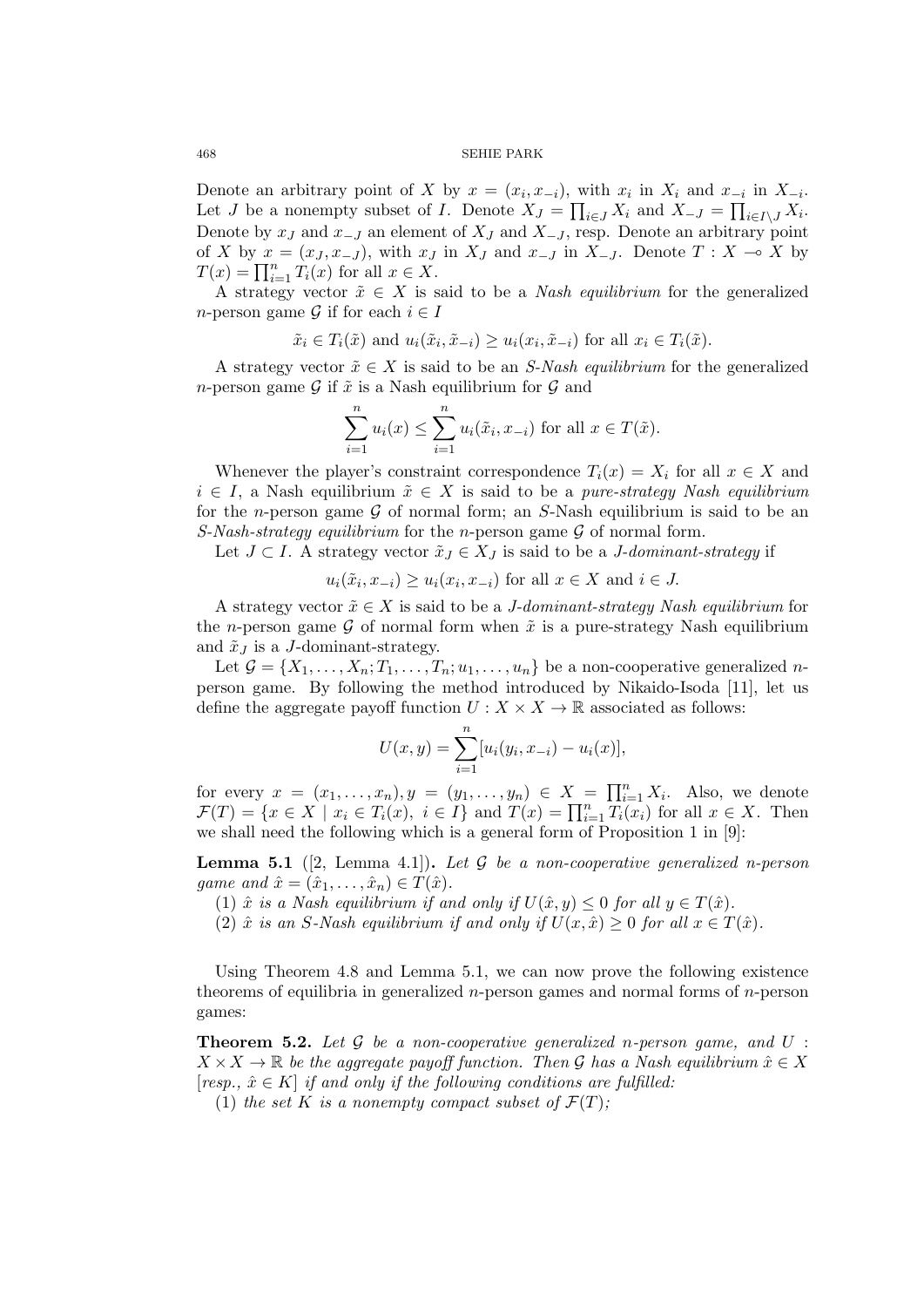Denote an arbitrary point of $X$ by $x = (x_i, x_{-i})$, with $x_i$ in $X_i$ and $x_{-i}$ in $X_{-i}$. Let $J$ be a nonempty subset of $I$. Denote $X_J = \prod_{i \in J} X_i$ and $X_{-J} = \prod_{i \in I \setminus J} X_i$. Denote by $x_J$ and $x_{-J}$ an element of $X_J$ and $X_{-J}$, resp. Denote an arbitrary point of $X$ by $x = (x_J, x_{-J})$, with $x_J$ in $X_J$ and $x_{-J}$ in $X_{-J}$. Denote $T : X \multimap X$ by $T(x) = \prod_{i=1}^n T_i(x)$ for all $x \in X$.

A strategy vector $\tilde{x} \in X$ is said to be *Nash equilibrium* for the generalized $n$-person game $\mathcal{G}$ if for each $i \in I$

$$\tilde{x}_i \in T_i(\tilde{x}) \text{ and } u_i(\tilde{x}_i, \tilde{x}_{-i}) \geq u_i(x_i, \tilde{x}_{-i}) \text{ for all } x_i \in T_i(\tilde{x}).$$

A strategy vector $\tilde{x} \in X$ is said to be an *S-Nash equilibrium* for the generalized $n$-person game $\mathcal{G}$ if $\tilde{x}$ is a Nash equilibrium for $\mathcal{G}$ and

$$\sum_{i=1}^n u_i(x) \leq \sum_{i=1}^n u_i(\tilde{x}_i, x_{-i}) \text{ for all } x \in T(\tilde{x}).$$

Whenever the player's constraint correspondence $T_i(x) = X_i$ for all $x \in X$ and $i \in I$, a Nash equilibrium $\tilde{x} \in X$ is said to be a *pure-strategy Nash equilibrium* for the $n$-person game $\mathcal{G}$ of normal form; an $S$-Nash equilibrium is said to be an *S-Nash-strategy equilibrium* for the $n$-person game $\mathcal{G}$ of normal form.

Let $J \subset I$. A strategy vector $\tilde{x}_J \in X_J$ is said to be a *J-dominant-strategy* if

$$u_i(\tilde{x}_i, x_{-i}) \geq u_i(x_i, x_{-i}) \text{ for all } x \in X \text{ and } i \in J.$$

A strategy vector $\tilde{x} \in X$ is said to be a *J-dominant-strategy Nash equilibrium* for the $n$-person game $\mathcal{G}$ of normal form when $\tilde{x}$ is a pure-strategy Nash equilibrium and $\tilde{x}_J$ is a $J$-dominant-strategy.

Let $\mathcal{G} = \{X_1, \ldots, X_n; T_1, \ldots, T_n; u_1, \ldots, u_n\}$ be a non-cooperative generalized $n$-person game. By following the method introduced by Nikaido-Isoda [11], let us define the aggregate payoff function $U : X \times X \to \mathbb{R}$ associated as follows:

$$U(x, y) = \sum_{i=1}^n [u_i(y_i, x_{-i}) - u_i(x)],$$

for every $x = (x_1, \ldots, x_n), y = (y_1, \ldots, y_n) \in X = \prod_{i=1}^n X_i$. Also, we denote $\mathcal{F}(T) = \{x \in X \mid x_i \in T_i(x),\ i \in I\}$ and $T(x) = \prod_{i=1}^n T_i(x_i)$ for all $x \in X$. Then we shall need the following which is a general form of Proposition 1 in [9]:

**Lemma 5.1** ([2, Lemma 4.1]). *Let $\mathcal{G}$ be a non-cooperative generalized $n$-person game and $\hat{x} = (\hat{x}_1, \ldots, \hat{x}_n) \in T(\hat{x})$.*

(1) *$\hat{x}$ is a Nash equilibrium if and only if $U(\hat{x}, y) \leq 0$ for all $y \in T(\hat{x})$.*

(2) *$\hat{x}$ is an S-Nash equilibrium if and only if $U(x, \hat{x}) \geq 0$ for all $x \in T(\hat{x})$.*

Using Theorem 4.8 and Lemma 5.1, we can now prove the following existence theorems of equilibria in generalized $n$-person games and normal forms of $n$-person games:

**Theorem 5.2.** *Let $\mathcal{G}$ be a non-cooperative generalized $n$-person game, and $U : X \times X \to \mathbb{R}$ be the aggregate payoff function. Then $\mathcal{G}$ has a Nash equilibrium $\hat{x} \in X$ [resp., $\hat{x} \in K$] if and only if the following conditions are fulfilled:*

(1) *the set $K$ is a nonempty compact subset of $\mathcal{F}(T)$;*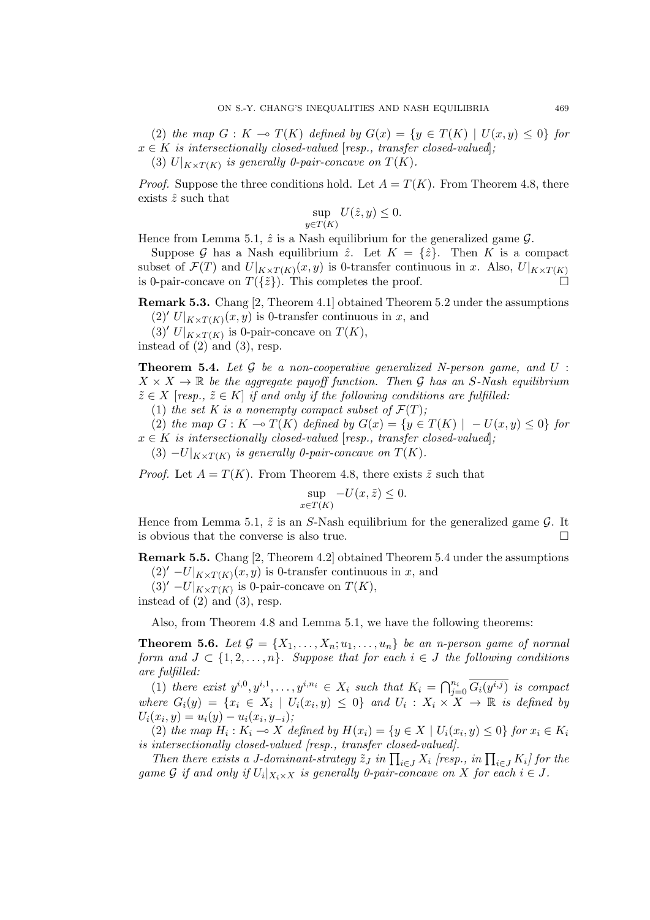(2) *the map* $G : K \multimap T(K)$ *defined by* $G(x) = \{y \in T(K) \mid U(x,y) \leq 0\}$ *for* $x \in K$ *is intersectionally closed-valued* [*resp., transfer closed-valued*];

(3) $U|_{K \times T(K)}$ *is generally 0-pair-concave on* $T(K)$.

*Proof.* Suppose the three conditions hold. Let $A = T(K)$. From Theorem 4.8, there exists $\hat{z}$ such that

$$\sup_{y \in T(K)} U(\hat{z}, y) \leq 0.$$

Hence from Lemma 5.1, $\hat{z}$ is a Nash equilibrium for the generalized game $\mathcal{G}$.

Suppose $\mathcal{G}$ has a Nash equilibrium $\hat{z}$. Let $K = \{\hat{z}\}$. Then $K$ is a compact subset of $\mathcal{F}(T)$ and $U|_{K \times T(K)}(x,y)$ is 0-transfer continuous in $x$. Also, $U|_{K \times T(K)}$ is 0-pair-concave on $T(\{\tilde{z}\})$. This completes the proof. □

**Remark 5.3.** Chang [2, Theorem 4.1] obtained Theorem 5.2 under the assumptions

$(2)'$ $U|_{K \times T(K)}(x,y)$ is 0-transfer continuous in $x$, and

$(3)'$ $U|_{K \times T(K)}$ is 0-pair-concave on $T(K)$,

instead of (2) and (3), resp.

**Theorem 5.4.** *Let* $\mathcal{G}$ *be a non-cooperative generalized N-person game, and* $U : X \times X \to \mathbb{R}$ *be the aggregate payoff function. Then* $\mathcal{G}$ *has an S-Nash equilibrium* $\tilde{z} \in X$ [*resp.,* $\tilde{z} \in K$] *if and only if the following conditions are fulfilled:*

(1) *the set* $K$ *is a nonempty compact subset of* $\mathcal{F}(T)$*;*

(2) *the map* $G : K \multimap T(K)$ *defined by* $G(x) = \{y \in T(K) \mid -U(x,y) \leq 0\}$ *for* $x \in K$ *is intersectionally closed-valued* [*resp., transfer closed-valued*];

(3) $-U|_{K \times T(K)}$ *is generally 0-pair-concave on* $T(K)$.

*Proof.* Let $A = T(K)$. From Theorem 4.8, there exists $\tilde{z}$ such that

$$\sup_{x \in T(K)} -U(x, \tilde{z}) \leq 0.$$

Hence from Lemma 5.1, $\tilde{z}$ is an $S$-Nash equilibrium for the generalized game $\mathcal{G}$. It is obvious that the converse is also true. □

**Remark 5.5.** Chang [2, Theorem 4.2] obtained Theorem 5.4 under the assumptions

$(2)'$ $-U|_{K \times T(K)}(x,y)$ is 0-transfer continuous in $x$, and

$(3)'$ $-U|_{K \times T(K)}$ is 0-pair-concave on $T(K)$,

instead of (2) and (3), resp.

Also, from Theorem 4.8 and Lemma 5.1, we have the following theorems:

**Theorem 5.6.** *Let* $\mathcal{G} = \{X_1, \ldots, X_n; u_1, \ldots, u_n\}$ *be an n-person game of normal form and* $J \subset \{1, 2, \ldots, n\}$*. Suppose that for each* $i \in J$ *the following conditions are fulfilled:*

(1) *there exist* $y^{i,0}, y^{i,1}, \ldots, y^{i,n_i} \in X_i$ *such that* $K_i = \bigcap_{j=0}^{n_i} \overline{G_i(y^{i,j})}$ *is compact where* $G_i(y) = \{x_i \in X_i \mid U_i(x_i, y) \leq 0\}$ *and* $U_i : X_i \times X \to \mathbb{R}$ *is defined by* $U_i(x_i, y) = u_i(y) - u_i(x_i, y_{-i})$*;*

(2) *the map* $H_i : K_i \multimap X$ *defined by* $H(x_i) = \{y \in X \mid U_i(x_i, y) \leq 0\}$ *for* $x_i \in K_i$ *is intersectionally closed-valued [resp., transfer closed-valued].*

*Then there exists a J-dominant-strategy* $\tilde{z}_J$ *in* $\prod_{i \in J} X_i$ *[resp., in* $\prod_{i \in J} K_i$*] for the game* $\mathcal{G}$ *if and only if* $U_i|_{X_i \times X}$ *is generally 0-pair-concave on* $X$ *for each* $i \in J$.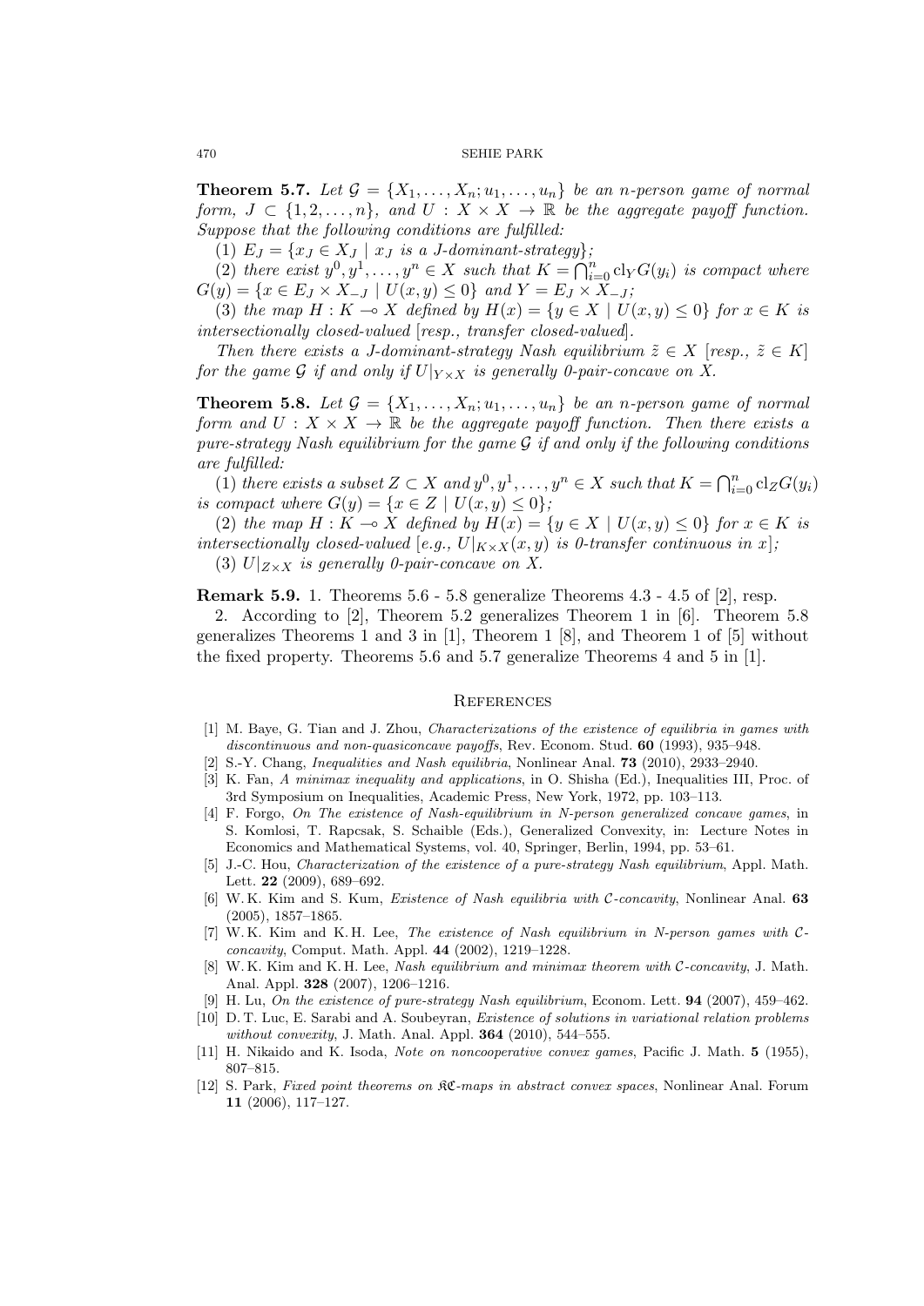**Theorem 5.7.** *Let $\mathcal{G} = \{X_1, \ldots, X_n; u_1, \ldots, u_n\}$ be an n-person game of normal form, $J \subset \{1, 2, \ldots, n\}$, and $U : X \times X \to \mathbb{R}$ be the aggregate payoff function. Suppose that the following conditions are fulfilled:*

(1) *$E_J = \{x_J \in X_J \mid x_J$ is a J-dominant-strategy$\}$;*

(2) *there exist $y^0, y^1, \ldots, y^n \in X$ such that $K = \bigcap_{i=0}^n \mathrm{cl}_Y G(y_i)$ is compact where $G(y) = \{x \in E_J \times X_{-J} \mid U(x, y) \leq 0\}$ and $Y = E_J \times X_{-J}$;*

(3) *the map $H : K \multimap X$ defined by $H(x) = \{y \in X \mid U(x, y) \leq 0\}$ for $x \in K$ is intersectionally closed-valued [resp., transfer closed-valued].*

*Then there exists a J-dominant-strategy Nash equilibrium $\tilde{z} \in X$ [resp., $\tilde{z} \in K$] for the game $\mathcal{G}$ if and only if $U|_{Y \times X}$ is generally 0-pair-concave on X.*

**Theorem 5.8.** *Let $\mathcal{G} = \{X_1, \ldots, X_n; u_1, \ldots, u_n\}$ be an n-person game of normal form and $U : X \times X \to \mathbb{R}$ be the aggregate payoff function. Then there exists a pure-strategy Nash equilibrium for the game $\mathcal{G}$ if and only if the following conditions are fulfilled:*

(1) *there exists a subset $Z \subset X$ and $y^0, y^1, \ldots, y^n \in X$ such that $K = \bigcap_{i=0}^n \mathrm{cl}_Z G(y_i)$ is compact where $G(y) = \{x \in Z \mid U(x, y) \leq 0\}$;*

(2) *the map $H : K \multimap X$ defined by $H(x) = \{y \in X \mid U(x, y) \leq 0\}$ for $x \in K$ is intersectionally closed-valued [e.g., $U|_{K \times X}(x, y)$ is 0-transfer continuous in x];*

(3) *$U|_{Z \times X}$ is generally 0-pair-concave on X.*

**Remark 5.9.** 1. Theorems 5.6 - 5.8 generalize Theorems 4.3 - 4.5 of [2], resp.

2. According to [2], Theorem 5.2 generalizes Theorem 1 in [6]. Theorem 5.8 generalizes Theorems 1 and 3 in [1], Theorem 1 [8], and Theorem 1 of [5] without the fixed property. Theorems 5.6 and 5.7 generalize Theorems 4 and 5 in [1].

## References

[1] M. Baye, G. Tian and J. Zhou, *Characterizations of the existence of equilibria in games with discontinuous and non-quasiconcave payoffs*, Rev. Econom. Stud. **60** (1993), 935–948.

[2] S.-Y. Chang, *Inequalities and Nash equilibria*, Nonlinear Anal. **73** (2010), 2933–2940.

[3] K. Fan, *A minimax inequality and applications*, in O. Shisha (Ed.), Inequalities III, Proc. of 3rd Symposium on Inequalities, Academic Press, New York, 1972, pp. 103–113.

[4] F. Forgo, *On The existence of Nash-equilibrium in N-person generalized concave games*, in S. Komlosi, T. Rapcsak, S. Schaible (Eds.), Generalized Convexity, in: Lecture Notes in Economics and Mathematical Systems, vol. 40, Springer, Berlin, 1994, pp. 53–61.

[5] J.-C. Hou, *Characterization of the existence of a pure-strategy Nash equilibrium*, Appl. Math. Lett. **22** (2009), 689–692.

[6] W. K. Kim and S. Kum, *Existence of Nash equilibria with $\mathcal{C}$-concavity*, Nonlinear Anal. **63** (2005), 1857–1865.

[7] W. K. Kim and K. H. Lee, *The existence of Nash equilibrium in N-person games with $\mathcal{C}$-concavity*, Comput. Math. Appl. **44** (2002), 1219–1228.

[8] W. K. Kim and K. H. Lee, *Nash equilibrium and minimax theorem with $\mathcal{C}$-concavity*, J. Math. Anal. Appl. **328** (2007), 1206–1216.

[9] H. Lu, *On the existence of pure-strategy Nash equilibrium*, Econom. Lett. **94** (2007), 459–462.

[10] D. T. Luc, E. Sarabi and A. Soubeyran, *Existence of solutions in variational relation problems without convexity*, J. Math. Anal. Appl. **364** (2010), 544–555.

[11] H. Nikaido and K. Isoda, *Note on noncooperative convex games*, Pacific J. Math. **5** (1955), 807–815.

[12] S. Park, *Fixed point theorems on $\mathfrak{KC}$-maps in abstract convex spaces*, Nonlinear Anal. Forum **11** (2006), 117–127.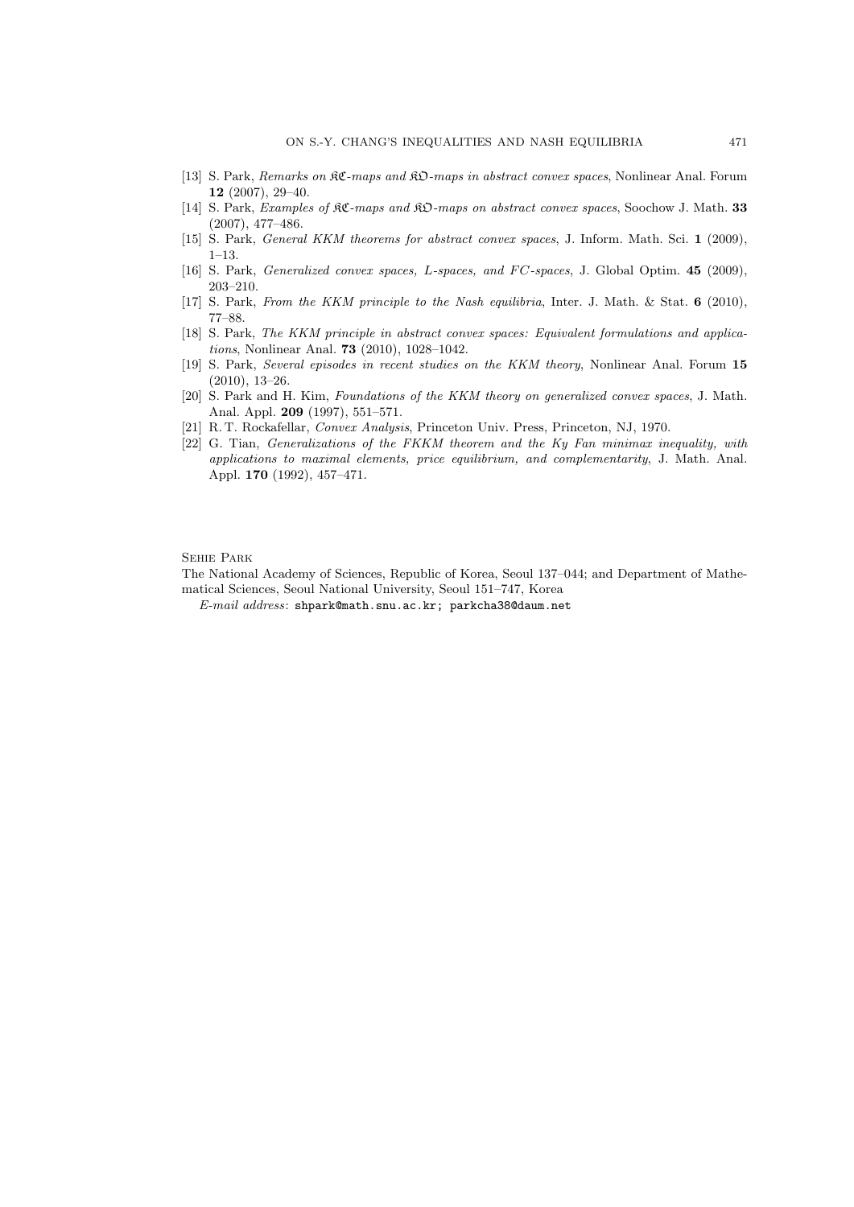[13] S. Park, *Remarks on* $\mathfrak{KC}$*-maps and* $\mathfrak{KO}$*-maps in abstract convex spaces*, Nonlinear Anal. Forum **12** (2007), 29–40.

[14] S. Park, *Examples of* $\mathfrak{KC}$*-maps and* $\mathfrak{KO}$*-maps on abstract convex spaces*, Soochow J. Math. **33** (2007), 477–486.

[15] S. Park, *General KKM theorems for abstract convex spaces*, J. Inform. Math. Sci. **1** (2009), 1–13.

[16] S. Park, *Generalized convex spaces, L-spaces, and FC-spaces*, J. Global Optim. **45** (2009), 203–210.

[17] S. Park, *From the KKM principle to the Nash equilibria*, Inter. J. Math. & Stat. **6** (2010), 77–88.

[18] S. Park, *The KKM principle in abstract convex spaces: Equivalent formulations and applications*, Nonlinear Anal. **73** (2010), 1028–1042.

[19] S. Park, *Several episodes in recent studies on the KKM theory*, Nonlinear Anal. Forum **15** (2010), 13–26.

[20] S. Park and H. Kim, *Foundations of the KKM theory on generalized convex spaces*, J. Math. Anal. Appl. **209** (1997), 551–571.

[21] R. T. Rockafellar, *Convex Analysis*, Princeton Univ. Press, Princeton, NJ, 1970.

[22] G. Tian, *Generalizations of the FKKM theorem and the Ky Fan minimax inequality, with applications to maximal elements, price equilibrium, and complementarity*, J. Math. Anal. Appl. **170** (1992), 457–471.

Sehie Park

The National Academy of Sciences, Republic of Korea, Seoul 137–044; and Department of Mathematical Sciences, Seoul National University, Seoul 151–747, Korea

*E-mail address*: shpark@math.snu.ac.kr; parkcha38@daum.net